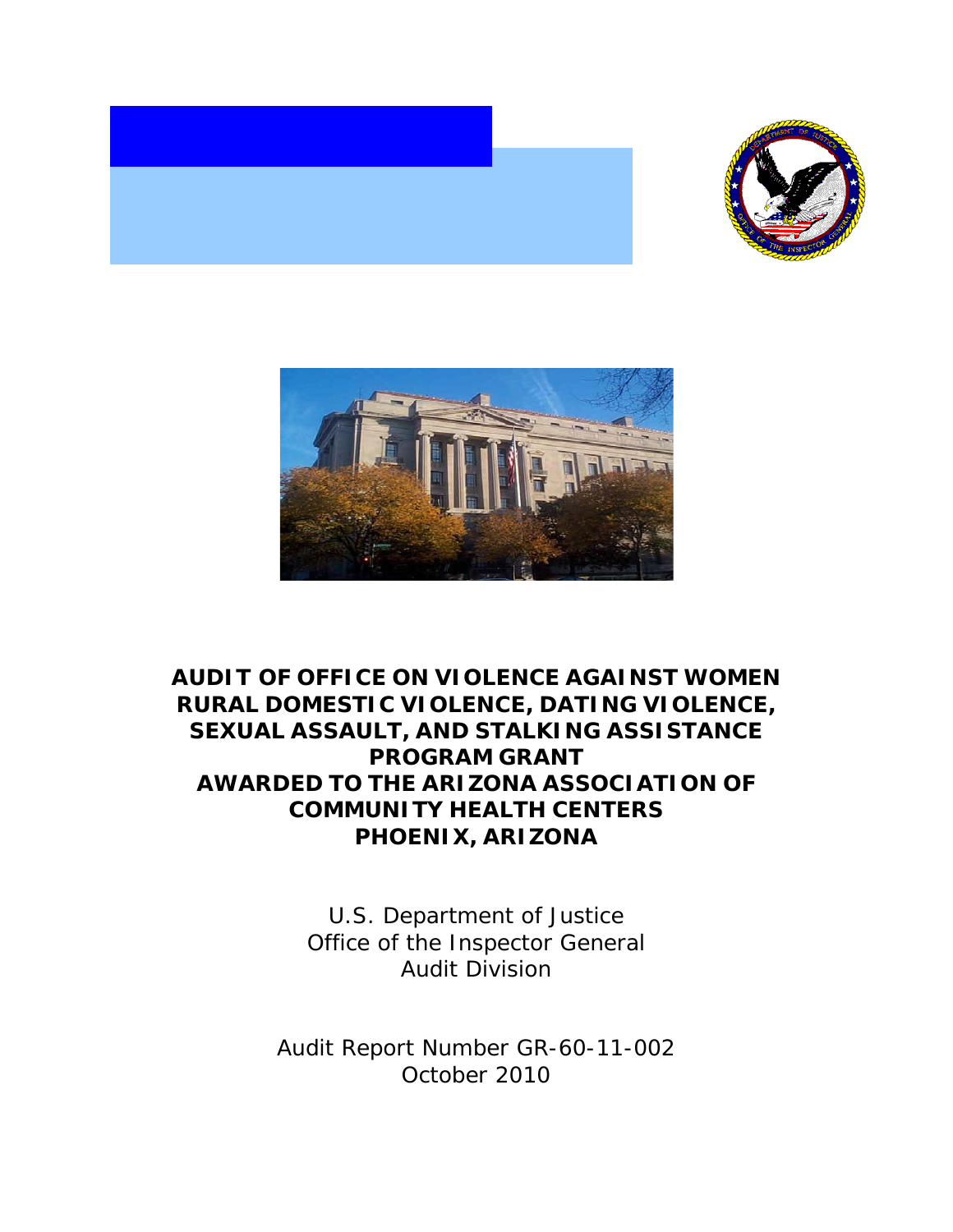# AUDIT OF OFFICE ON VIOLENCE AGAINST WOMEN RURAL DOMESTIC VIOLENCE, DATING VIOLENCE, SEXUAL ASSAULT, AND STALKING ASSISTANCE PROGRAM GRANT AWARDED TO THE ARIZONA ASSOCIATION OF COMMUNITY HEALTH CENTERS PHOENIX, ARIZONA

U.S. Department of Justice
Office of the Inspector General
Audit Division

Audit Report Number GR-60-11-002
October 2010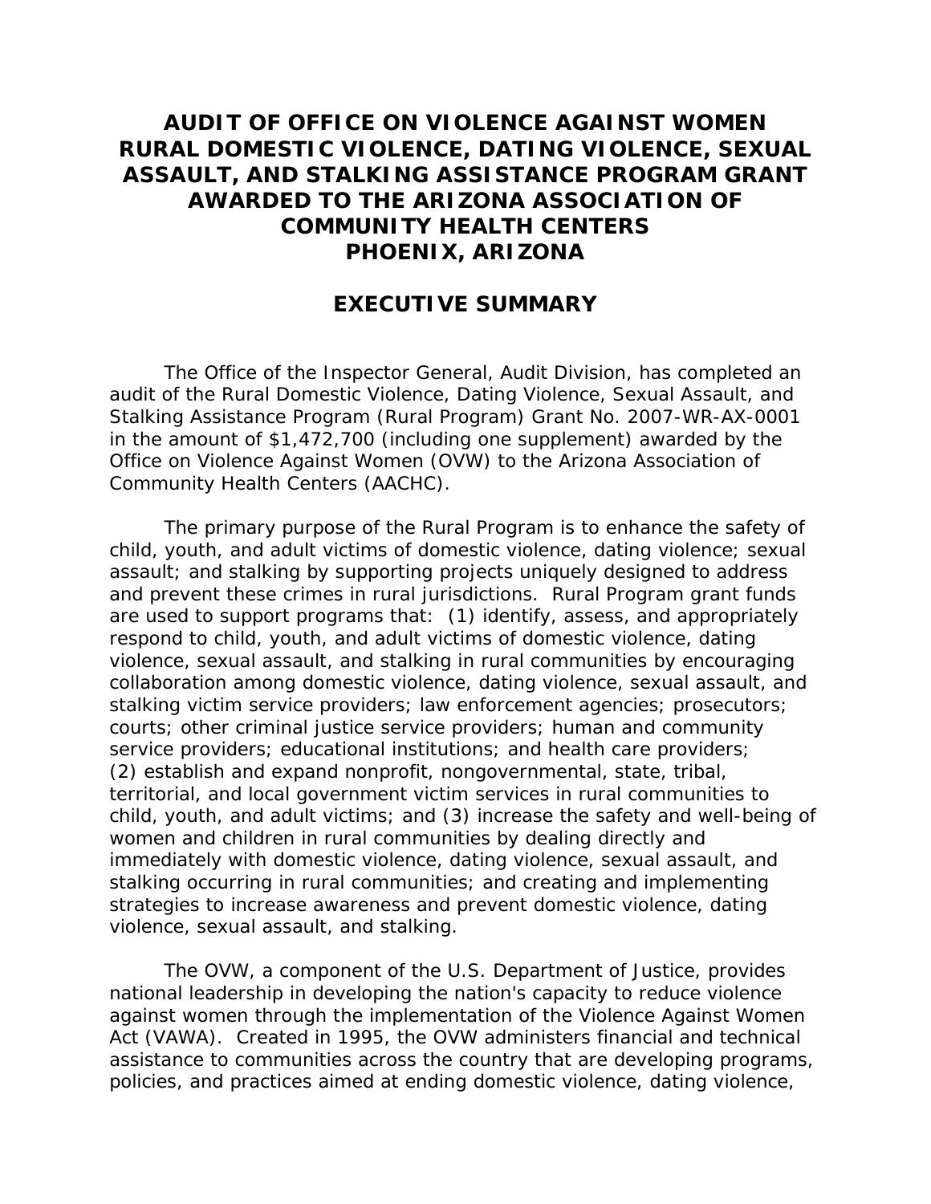# AUDIT OF OFFICE ON VIOLENCE AGAINST WOMEN RURAL DOMESTIC VIOLENCE, DATING VIOLENCE, SEXUAL ASSAULT, AND STALKING ASSISTANCE PROGRAM GRANT AWARDED TO THE ARIZONA ASSOCIATION OF COMMUNITY HEALTH CENTERS PHOENIX, ARIZONA

## EXECUTIVE SUMMARY

The Office of the Inspector General, Audit Division, has completed an audit of the Rural Domestic Violence, Dating Violence, Sexual Assault, and Stalking Assistance Program (Rural Program) Grant No. 2007-WR-AX-0001 in the amount of $1,472,700 (including one supplement) awarded by the Office on Violence Against Women (OVW) to the Arizona Association of Community Health Centers (AACHC).

The primary purpose of the Rural Program is to enhance the safety of child, youth, and adult victims of domestic violence, dating violence; sexual assault; and stalking by supporting projects uniquely designed to address and prevent these crimes in rural jurisdictions. Rural Program grant funds are used to support programs that: (1) identify, assess, and appropriately respond to child, youth, and adult victims of domestic violence, dating violence, sexual assault, and stalking in rural communities by encouraging collaboration among domestic violence, dating violence, sexual assault, and stalking victim service providers; law enforcement agencies; prosecutors; courts; other criminal justice service providers; human and community service providers; educational institutions; and health care providers; (2) establish and expand nonprofit, nongovernmental, state, tribal, territorial, and local government victim services in rural communities to child, youth, and adult victims; and (3) increase the safety and well-being of women and children in rural communities by dealing directly and immediately with domestic violence, dating violence, sexual assault, and stalking occurring in rural communities; and creating and implementing strategies to increase awareness and prevent domestic violence, dating violence, sexual assault, and stalking.

The OVW, a component of the U.S. Department of Justice, provides national leadership in developing the nation's capacity to reduce violence against women through the implementation of the Violence Against Women Act (VAWA). Created in 1995, the OVW administers financial and technical assistance to communities across the country that are developing programs, policies, and practices aimed at ending domestic violence, dating violence,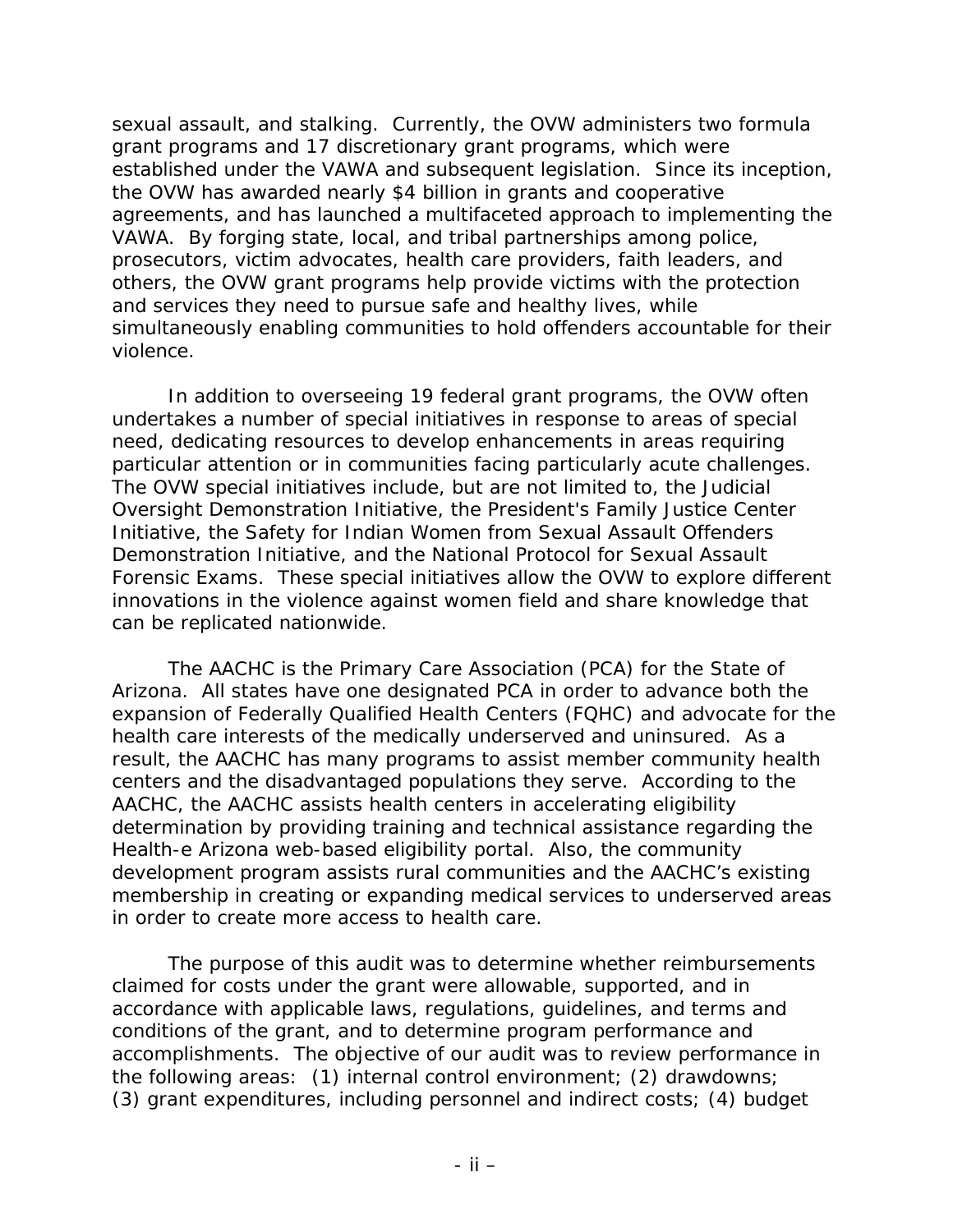sexual assault, and stalking. Currently, the OVW administers two formula grant programs and 17 discretionary grant programs, which were established under the VAWA and subsequent legislation. Since its inception, the OVW has awarded nearly $4 billion in grants and cooperative agreements, and has launched a multifaceted approach to implementing the VAWA. By forging state, local, and tribal partnerships among police, prosecutors, victim advocates, health care providers, faith leaders, and others, the OVW grant programs help provide victims with the protection and services they need to pursue safe and healthy lives, while simultaneously enabling communities to hold offenders accountable for their violence.

In addition to overseeing 19 federal grant programs, the OVW often undertakes a number of special initiatives in response to areas of special need, dedicating resources to develop enhancements in areas requiring particular attention or in communities facing particularly acute challenges. The OVW special initiatives include, but are not limited to, the Judicial Oversight Demonstration Initiative, the President's Family Justice Center Initiative, the Safety for Indian Women from Sexual Assault Offenders Demonstration Initiative, and the National Protocol for Sexual Assault Forensic Exams. These special initiatives allow the OVW to explore different innovations in the violence against women field and share knowledge that can be replicated nationwide.

The AACHC is the Primary Care Association (PCA) for the State of Arizona. All states have one designated PCA in order to advance both the expansion of Federally Qualified Health Centers (FQHC) and advocate for the health care interests of the medically underserved and uninsured. As a result, the AACHC has many programs to assist member community health centers and the disadvantaged populations they serve. According to the AACHC, the AACHC assists health centers in accelerating eligibility determination by providing training and technical assistance regarding the Health-e Arizona web-based eligibility portal. Also, the community development program assists rural communities and the AACHC's existing membership in creating or expanding medical services to underserved areas in order to create more access to health care.

The purpose of this audit was to determine whether reimbursements claimed for costs under the grant were allowable, supported, and in accordance with applicable laws, regulations, guidelines, and terms and conditions of the grant, and to determine program performance and accomplishments. The objective of our audit was to review performance in the following areas: (1) internal control environment; (2) drawdowns; (3) grant expenditures, including personnel and indirect costs; (4) budget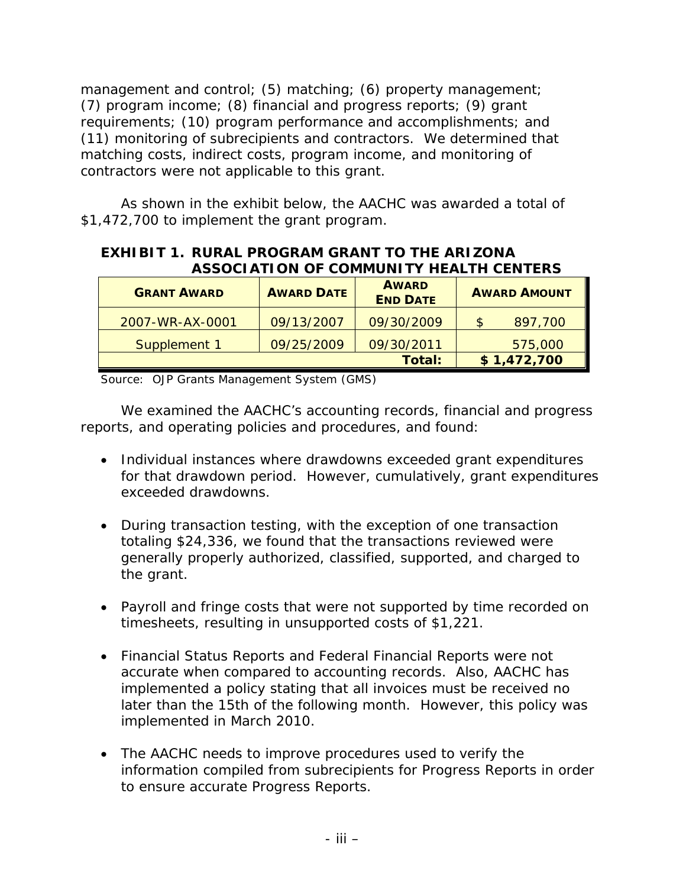management and control; (5) matching; (6) property management; (7) program income; (8) financial and progress reports; (9) grant requirements; (10) program performance and accomplishments; and (11) monitoring of subrecipients and contractors. We determined that matching costs, indirect costs, program income, and monitoring of contractors were not applicable to this grant.

As shown in the exhibit below, the AACHC was awarded a total of $1,472,700 to implement the grant program.

**EXHIBIT 1. RURAL PROGRAM GRANT TO THE ARIZONA ASSOCIATION OF COMMUNITY HEALTH CENTERS**

| GRANT AWARD | AWARD DATE | AWARD END DATE | AWARD AMOUNT |
|---|---|---|---|
| 2007-WR-AX-0001 | 09/13/2007 | 09/30/2009 | $ 897,700 |
| Supplement 1 | 09/25/2009 | 09/30/2011 | 575,000 |
| | | **Total:** | **$ 1,472,700** |

Source: OJP Grants Management System (GMS)

We examined the AACHC's accounting records, financial and progress reports, and operating policies and procedures, and found:

- Individual instances where drawdowns exceeded grant expenditures for that drawdown period. However, cumulatively, grant expenditures exceeded drawdowns.
- During transaction testing, with the exception of one transaction totaling $24,336, we found that the transactions reviewed were generally properly authorized, classified, supported, and charged to the grant.
- Payroll and fringe costs that were not supported by time recorded on timesheets, resulting in unsupported costs of $1,221.
- Financial Status Reports and Federal Financial Reports were not accurate when compared to accounting records. Also, AACHC has implemented a policy stating that all invoices must be received no later than the 15th of the following month. However, this policy was implemented in March 2010.
- The AACHC needs to improve procedures used to verify the information compiled from subrecipients for Progress Reports in order to ensure accurate Progress Reports.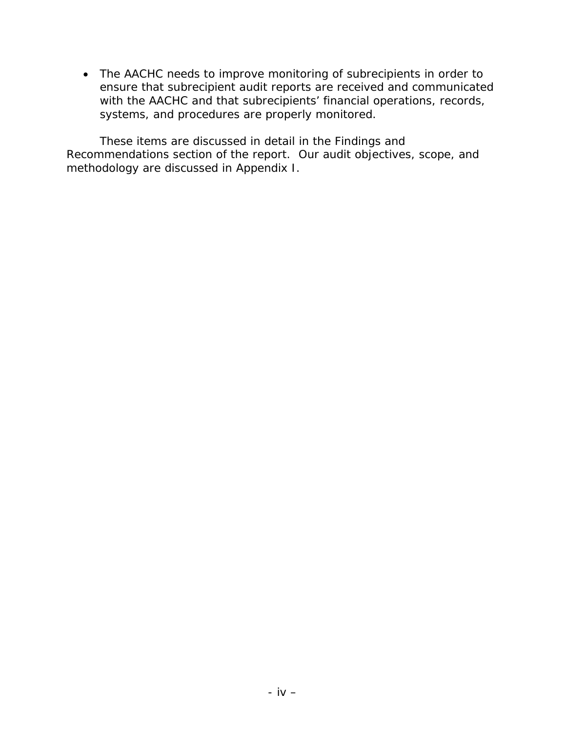- The AACHC needs to improve monitoring of subrecipients in order to ensure that subrecipient audit reports are received and communicated with the AACHC and that subrecipients' financial operations, records, systems, and procedures are properly monitored.

These items are discussed in detail in the Findings and Recommendations section of the report. Our audit objectives, scope, and methodology are discussed in Appendix I.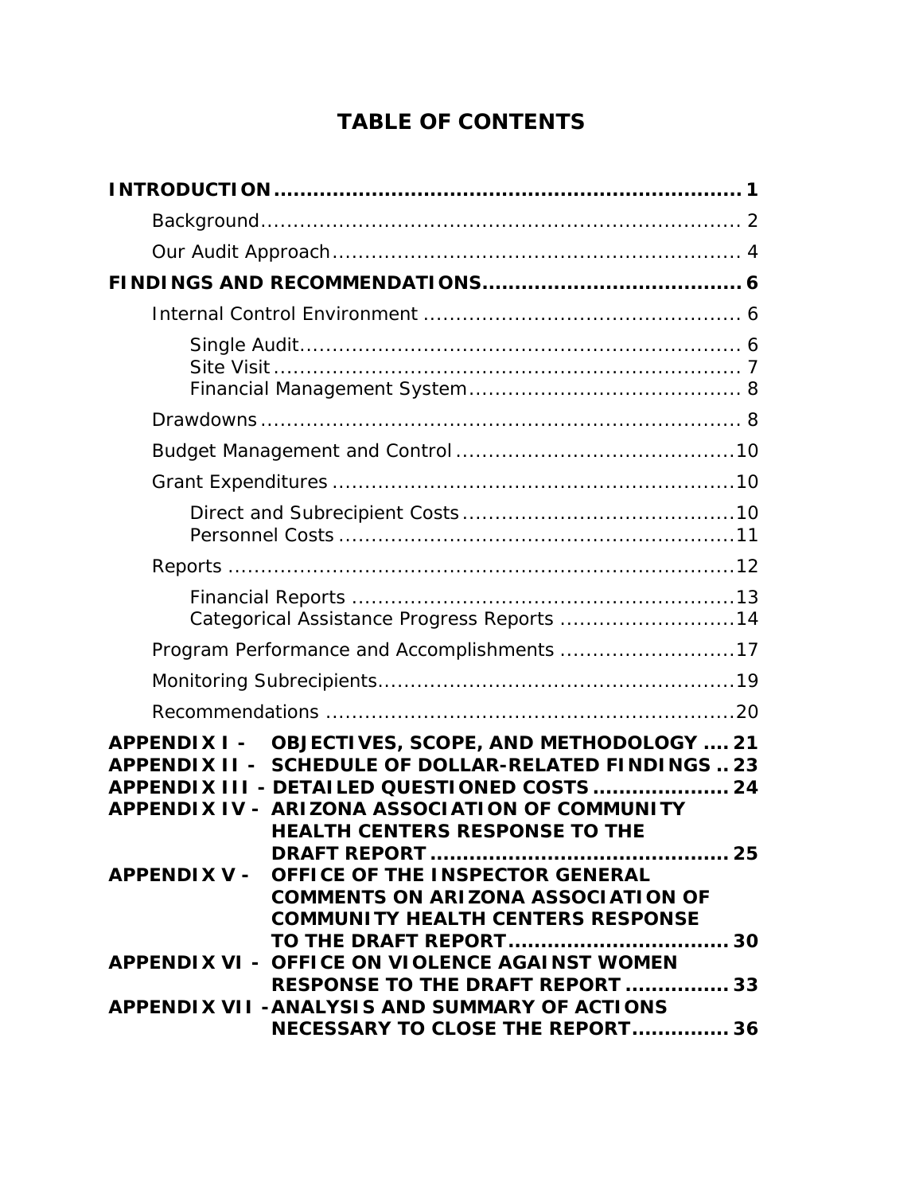# TABLE OF CONTENTS

**INTRODUCTION** .......................................................................... **1**

- Background ........................................................................ 2
- Our Audit Approach ............................................................. 4

**FINDINGS AND RECOMMENDATIONS** ...................................... **6**

- Internal Control Environment ................................................ 6
  - Single Audit ................................................................... 6
  - Site Visit ....................................................................... 7
  - Financial Management System ......................................... 8
- Drawdowns ......................................................................... 8
- Budget Management and Control .......................................... 10
- Grant Expenditures ............................................................. 10
  - Direct and Subrecipient Costs .......................................... 10
  - Personnel Costs ............................................................. 11
- Reports ............................................................................. 12
  - Financial Reports ........................................................... 13
  - Categorical Assistance Progress Reports .......................... 14
- Program Performance and Accomplishments .......................... 17
- Monitoring Subrecipients ...................................................... 19
- Recommendations .............................................................. 20

**APPENDIX I - OBJECTIVES, SCOPE, AND METHODOLOGY .... 21**

**APPENDIX II - SCHEDULE OF DOLLAR-RELATED FINDINGS .. 23**

**APPENDIX III - DETAILED QUESTIONED COSTS .................... 24**

**APPENDIX IV - ARIZONA ASSOCIATION OF COMMUNITY HEALTH CENTERS RESPONSE TO THE DRAFT REPORT ............................................ 25**

**APPENDIX V - OFFICE OF THE INSPECTOR GENERAL COMMENTS ON ARIZONA ASSOCIATION OF COMMUNITY HEALTH CENTERS RESPONSE TO THE DRAFT REPORT ................................. 30**

**APPENDIX VI - OFFICE ON VIOLENCE AGAINST WOMEN RESPONSE TO THE DRAFT REPORT ............... 33**

**APPENDIX VII - ANALYSIS AND SUMMARY OF ACTIONS NECESSARY TO CLOSE THE REPORT.............. 36**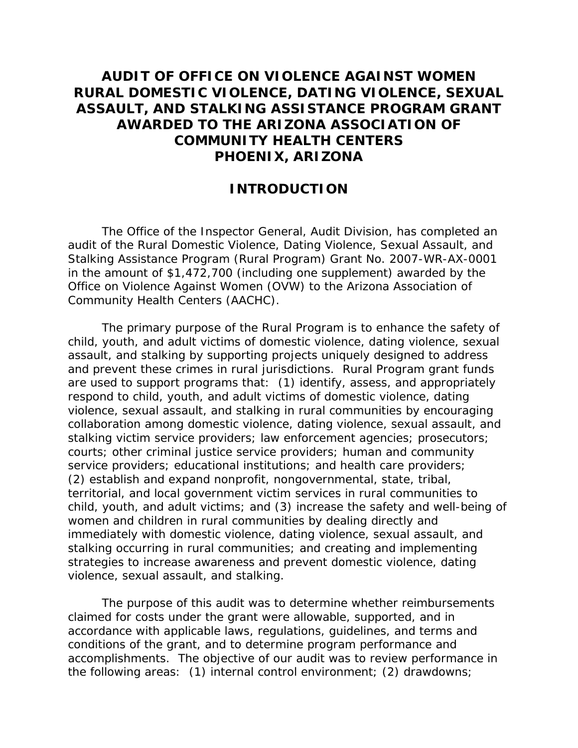# AUDIT OF OFFICE ON VIOLENCE AGAINST WOMEN RURAL DOMESTIC VIOLENCE, DATING VIOLENCE, SEXUAL ASSAULT, AND STALKING ASSISTANCE PROGRAM GRANT AWARDED TO THE ARIZONA ASSOCIATION OF COMMUNITY HEALTH CENTERS PHOENIX, ARIZONA

## INTRODUCTION

The Office of the Inspector General, Audit Division, has completed an audit of the Rural Domestic Violence, Dating Violence, Sexual Assault, and Stalking Assistance Program (Rural Program) Grant No. 2007-WR-AX-0001 in the amount of $1,472,700 (including one supplement) awarded by the Office on Violence Against Women (OVW) to the Arizona Association of Community Health Centers (AACHC).

The primary purpose of the Rural Program is to enhance the safety of child, youth, and adult victims of domestic violence, dating violence, sexual assault, and stalking by supporting projects uniquely designed to address and prevent these crimes in rural jurisdictions. Rural Program grant funds are used to support programs that: (1) identify, assess, and appropriately respond to child, youth, and adult victims of domestic violence, dating violence, sexual assault, and stalking in rural communities by encouraging collaboration among domestic violence, dating violence, sexual assault, and stalking victim service providers; law enforcement agencies; prosecutors; courts; other criminal justice service providers; human and community service providers; educational institutions; and health care providers; (2) establish and expand nonprofit, nongovernmental, state, tribal, territorial, and local government victim services in rural communities to child, youth, and adult victims; and (3) increase the safety and well-being of women and children in rural communities by dealing directly and immediately with domestic violence, dating violence, sexual assault, and stalking occurring in rural communities; and creating and implementing strategies to increase awareness and prevent domestic violence, dating violence, sexual assault, and stalking.

The purpose of this audit was to determine whether reimbursements claimed for costs under the grant were allowable, supported, and in accordance with applicable laws, regulations, guidelines, and terms and conditions of the grant, and to determine program performance and accomplishments. The objective of our audit was to review performance in the following areas: (1) internal control environment; (2) drawdowns;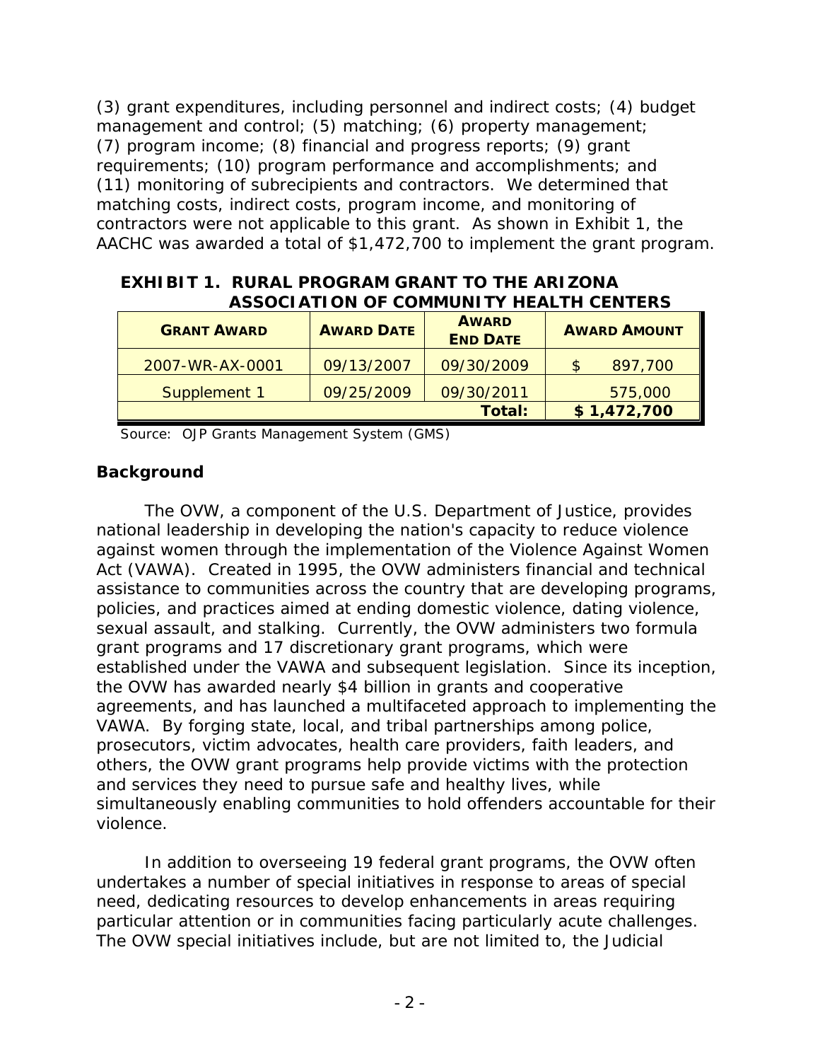(3) grant expenditures, including personnel and indirect costs; (4) budget management and control; (5) matching; (6) property management; (7) program income; (8) financial and progress reports; (9) grant requirements; (10) program performance and accomplishments; and (11) monitoring of subrecipients and contractors. We determined that matching costs, indirect costs, program income, and monitoring of contractors were not applicable to this grant. As shown in Exhibit 1, the AACHC was awarded a total of $1,472,700 to implement the grant program.

**EXHIBIT 1. RURAL PROGRAM GRANT TO THE ARIZONA ASSOCIATION OF COMMUNITY HEALTH CENTERS**

| GRANT AWARD | AWARD DATE | AWARD END DATE | AWARD AMOUNT |
|---|---|---|---|
| 2007-WR-AX-0001 | 09/13/2007 | 09/30/2009 | $ 897,700 |
| Supplement 1 | 09/25/2009 | 09/30/2011 | 575,000 |
| | | **Total:** | **$ 1,472,700** |

Source: OJP Grants Management System (GMS)

## Background

The OVW, a component of the U.S. Department of Justice, provides national leadership in developing the nation's capacity to reduce violence against women through the implementation of the Violence Against Women Act (VAWA). Created in 1995, the OVW administers financial and technical assistance to communities across the country that are developing programs, policies, and practices aimed at ending domestic violence, dating violence, sexual assault, and stalking. Currently, the OVW administers two formula grant programs and 17 discretionary grant programs, which were established under the VAWA and subsequent legislation. Since its inception, the OVW has awarded nearly $4 billion in grants and cooperative agreements, and has launched a multifaceted approach to implementing the VAWA. By forging state, local, and tribal partnerships among police, prosecutors, victim advocates, health care providers, faith leaders, and others, the OVW grant programs help provide victims with the protection and services they need to pursue safe and healthy lives, while simultaneously enabling communities to hold offenders accountable for their violence.

In addition to overseeing 19 federal grant programs, the OVW often undertakes a number of special initiatives in response to areas of special need, dedicating resources to develop enhancements in areas requiring particular attention or in communities facing particularly acute challenges. The OVW special initiatives include, but are not limited to, the Judicial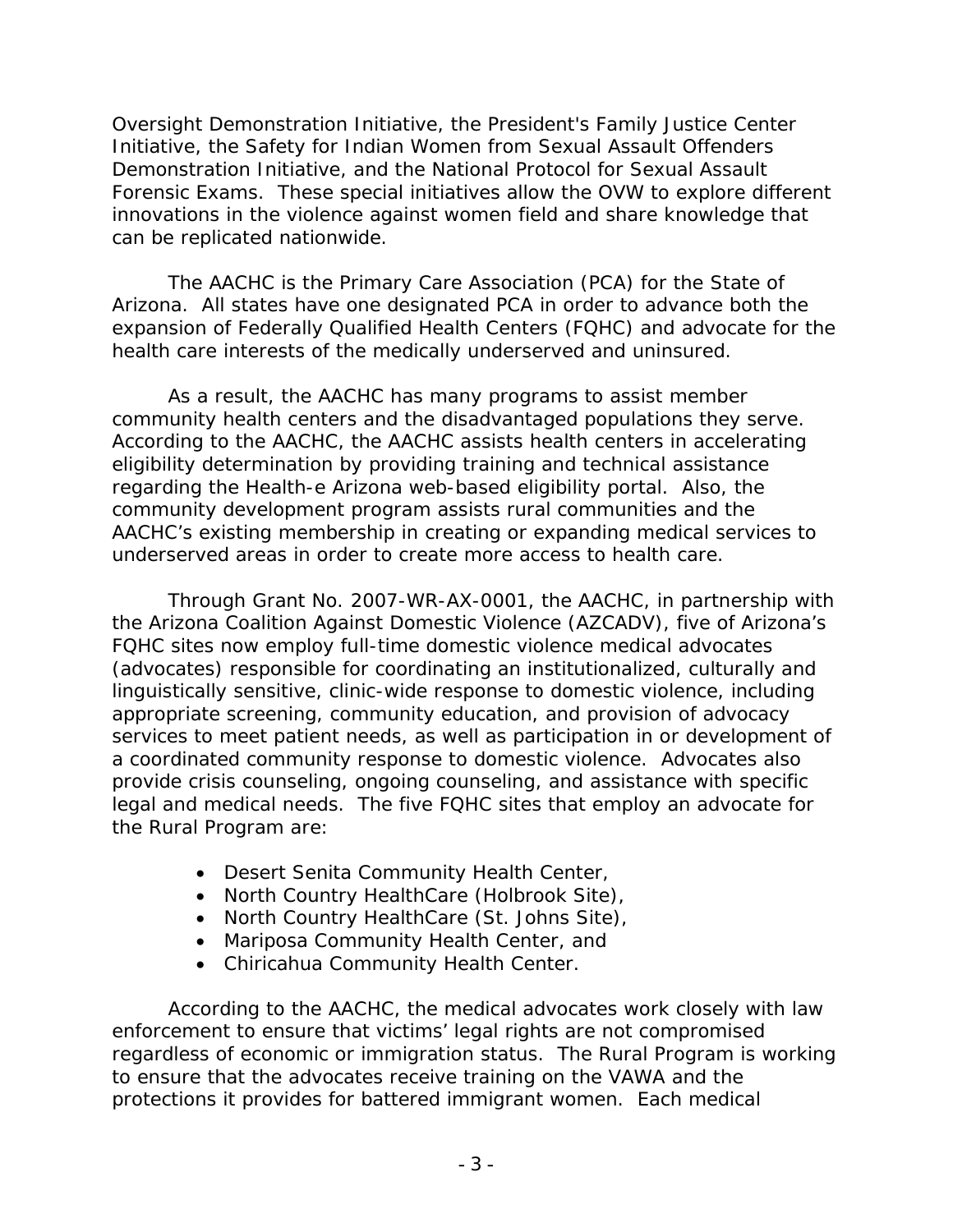Oversight Demonstration Initiative, the President's Family Justice Center Initiative, the Safety for Indian Women from Sexual Assault Offenders Demonstration Initiative, and the National Protocol for Sexual Assault Forensic Exams. These special initiatives allow the OVW to explore different innovations in the violence against women field and share knowledge that can be replicated nationwide.

The AACHC is the Primary Care Association (PCA) for the State of Arizona. All states have one designated PCA in order to advance both the expansion of Federally Qualified Health Centers (FQHC) and advocate for the health care interests of the medically underserved and uninsured.

As a result, the AACHC has many programs to assist member community health centers and the disadvantaged populations they serve. According to the AACHC, the AACHC assists health centers in accelerating eligibility determination by providing training and technical assistance regarding the Health-e Arizona web-based eligibility portal. Also, the community development program assists rural communities and the AACHC's existing membership in creating or expanding medical services to underserved areas in order to create more access to health care.

Through Grant No. 2007-WR-AX-0001, the AACHC, in partnership with the Arizona Coalition Against Domestic Violence (AZCADV), five of Arizona's FQHC sites now employ full-time domestic violence medical advocates (advocates) responsible for coordinating an institutionalized, culturally and linguistically sensitive, clinic-wide response to domestic violence, including appropriate screening, community education, and provision of advocacy services to meet patient needs, as well as participation in or development of a coordinated community response to domestic violence. Advocates also provide crisis counseling, ongoing counseling, and assistance with specific legal and medical needs. The five FQHC sites that employ an advocate for the Rural Program are:

- Desert Senita Community Health Center,
- North Country HealthCare (Holbrook Site),
- North Country HealthCare (St. Johns Site),
- Mariposa Community Health Center, and
- Chiricahua Community Health Center.

According to the AACHC, the medical advocates work closely with law enforcement to ensure that victims' legal rights are not compromised regardless of economic or immigration status. The Rural Program is working to ensure that the advocates receive training on the VAWA and the protections it provides for battered immigrant women. Each medical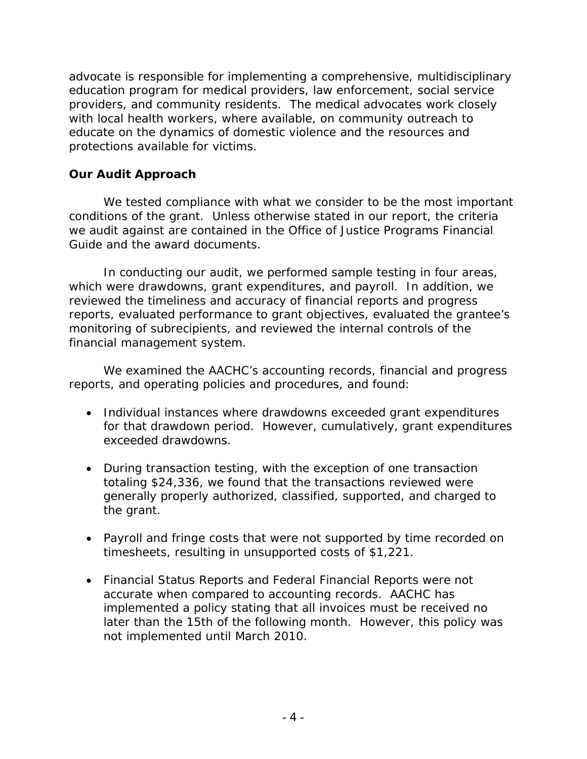advocate is responsible for implementing a comprehensive, multidisciplinary education program for medical providers, law enforcement, social service providers, and community residents. The medical advocates work closely with local health workers, where available, on community outreach to educate on the dynamics of domestic violence and the resources and protections available for victims.

## Our Audit Approach

We tested compliance with what we consider to be the most important conditions of the grant. Unless otherwise stated in our report, the criteria we audit against are contained in the Office of Justice Programs Financial Guide and the award documents.

In conducting our audit, we performed sample testing in four areas, which were drawdowns, grant expenditures, and payroll. In addition, we reviewed the timeliness and accuracy of financial reports and progress reports, evaluated performance to grant objectives, evaluated the grantee's monitoring of subrecipients, and reviewed the internal controls of the financial management system.

We examined the AACHC's accounting records, financial and progress reports, and operating policies and procedures, and found:

- Individual instances where drawdowns exceeded grant expenditures for that drawdown period. However, cumulatively, grant expenditures exceeded drawdowns.
- During transaction testing, with the exception of one transaction totaling $24,336, we found that the transactions reviewed were generally properly authorized, classified, supported, and charged to the grant.
- Payroll and fringe costs that were not supported by time recorded on timesheets, resulting in unsupported costs of $1,221.
- Financial Status Reports and Federal Financial Reports were not accurate when compared to accounting records. AACHC has implemented a policy stating that all invoices must be received no later than the 15th of the following month. However, this policy was not implemented until March 2010.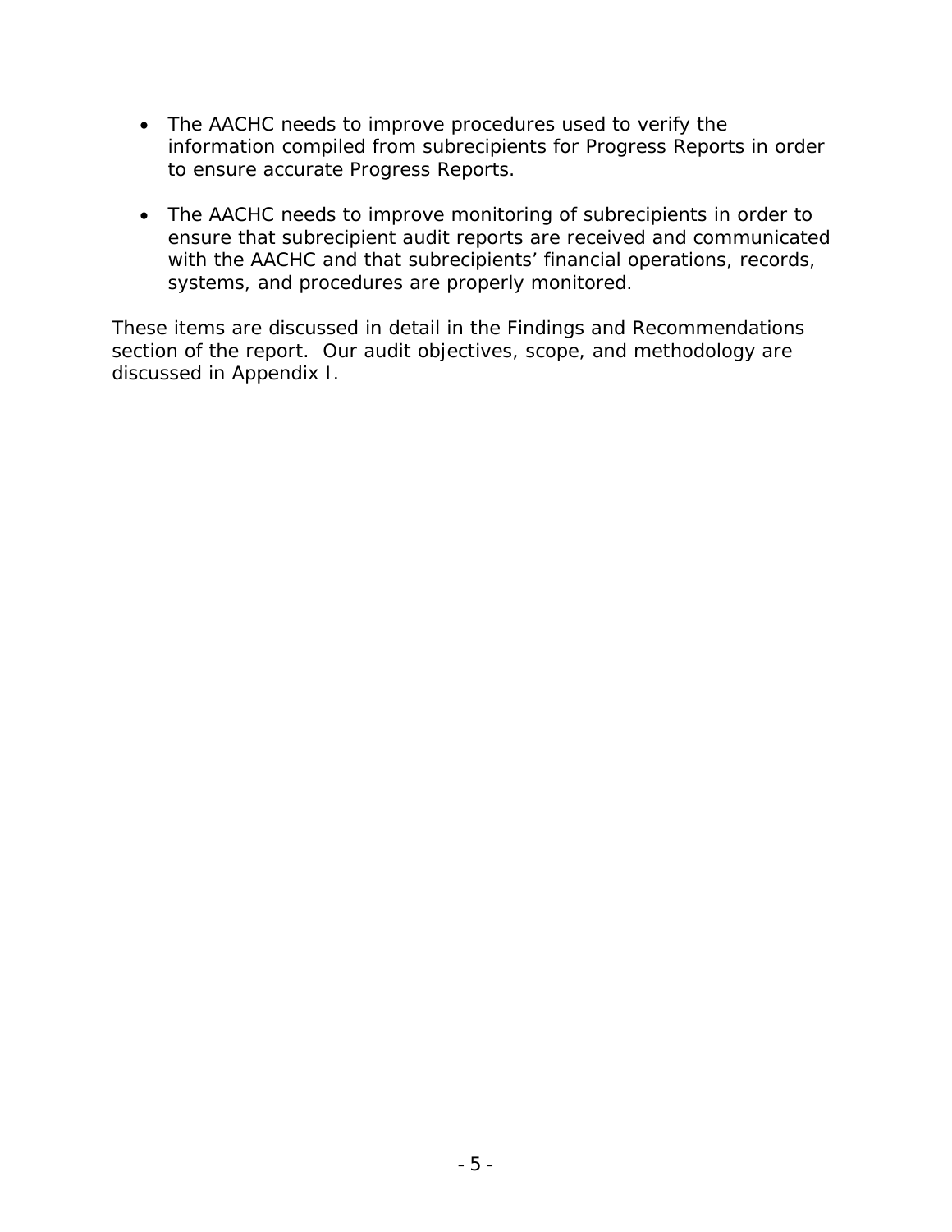- The AACHC needs to improve procedures used to verify the information compiled from subrecipients for Progress Reports in order to ensure accurate Progress Reports.

- The AACHC needs to improve monitoring of subrecipients in order to ensure that subrecipient audit reports are received and communicated with the AACHC and that subrecipients' financial operations, records, systems, and procedures are properly monitored.

These items are discussed in detail in the Findings and Recommendations section of the report. Our audit objectives, scope, and methodology are discussed in Appendix I.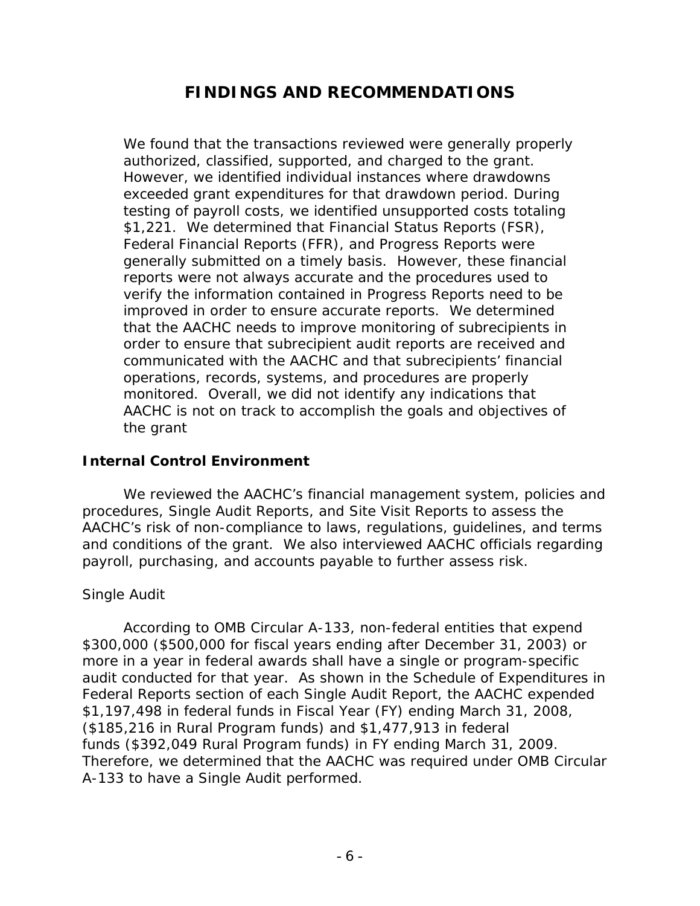# FINDINGS AND RECOMMENDATIONS

We found that the transactions reviewed were generally properly authorized, classified, supported, and charged to the grant. However, we identified individual instances where drawdowns exceeded grant expenditures for that drawdown period. During testing of payroll costs, we identified unsupported costs totaling $1,221. We determined that Financial Status Reports (FSR), Federal Financial Reports (FFR), and Progress Reports were generally submitted on a timely basis. However, these financial reports were not always accurate and the procedures used to verify the information contained in Progress Reports need to be improved in order to ensure accurate reports. We determined that the AACHC needs to improve monitoring of subrecipients in order to ensure that subrecipient audit reports are received and communicated with the AACHC and that subrecipients' financial operations, records, systems, and procedures are properly monitored. Overall, we did not identify any indications that AACHC is not on track to accomplish the goals and objectives of the grant

## Internal Control Environment

We reviewed the AACHC's financial management system, policies and procedures, Single Audit Reports, and Site Visit Reports to assess the AACHC's risk of non-compliance to laws, regulations, guidelines, and terms and conditions of the grant. We also interviewed AACHC officials regarding payroll, purchasing, and accounts payable to further assess risk.

*Single Audit*

According to OMB Circular A-133, non-federal entities that expend $300,000 ($500,000 for fiscal years ending after December 31, 2003) or more in a year in federal awards shall have a single or program-specific audit conducted for that year. As shown in the Schedule of Expenditures in Federal Reports section of each Single Audit Report, the AACHC expended $1,197,498 in federal funds in Fiscal Year (FY) ending March 31, 2008, ($185,216 in Rural Program funds) and $1,477,913 in federal funds ($392,049 Rural Program funds) in FY ending March 31, 2009. Therefore, we determined that the AACHC was required under OMB Circular A-133 to have a Single Audit performed.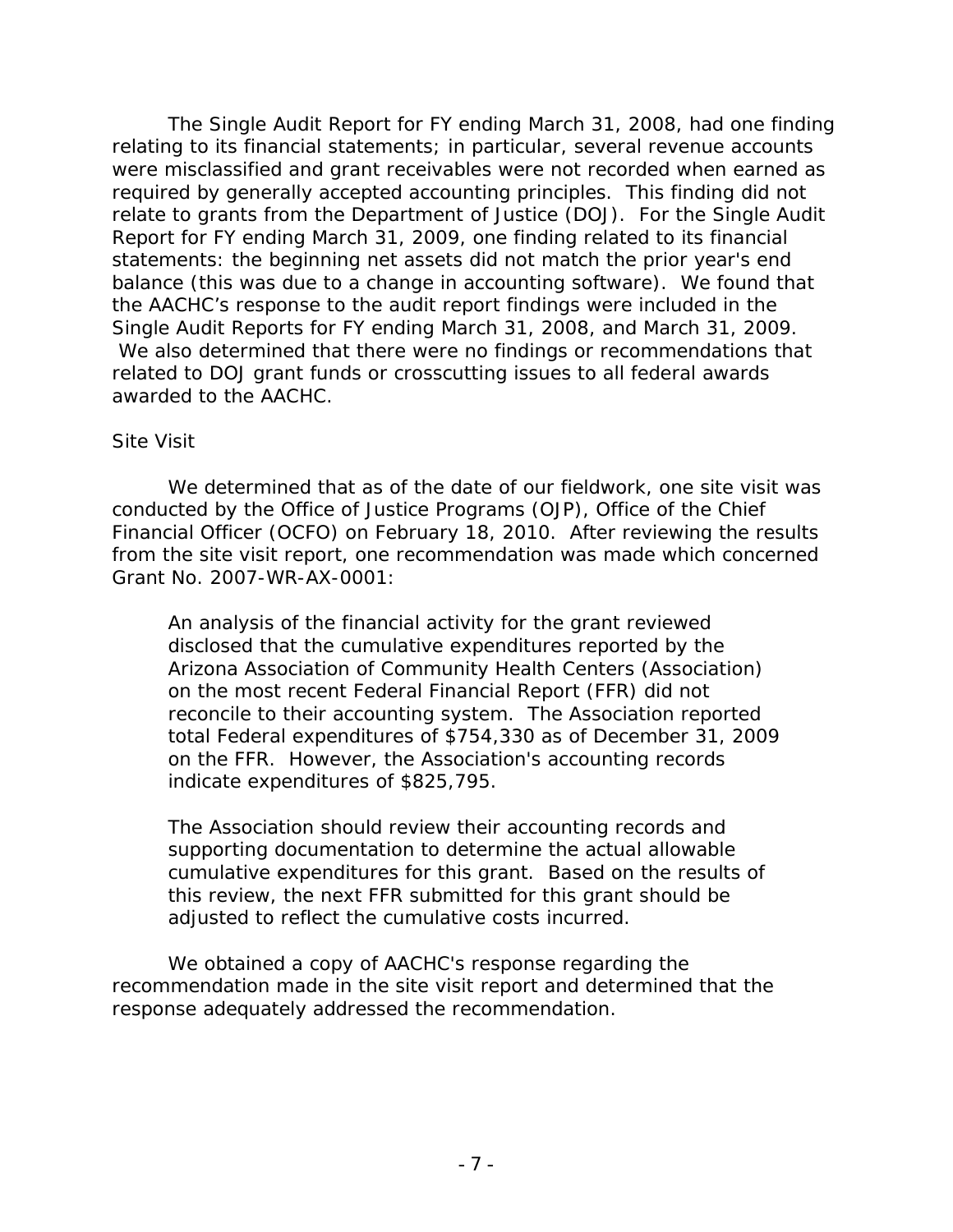The Single Audit Report for FY ending March 31, 2008, had one finding relating to its financial statements; in particular, several revenue accounts were misclassified and grant receivables were not recorded when earned as required by generally accepted accounting principles. This finding did not relate to grants from the Department of Justice (DOJ). For the Single Audit Report for FY ending March 31, 2009, one finding related to its financial statements: the beginning net assets did not match the prior year's end balance (this was due to a change in accounting software). We found that the AACHC's response to the audit report findings were included in the Single Audit Reports for FY ending March 31, 2008, and March 31, 2009. We also determined that there were no findings or recommendations that related to DOJ grant funds or crosscutting issues to all federal awards awarded to the AACHC.

*Site Visit*

We determined that as of the date of our fieldwork, one site visit was conducted by the Office of Justice Programs (OJP), Office of the Chief Financial Officer (OCFO) on February 18, 2010. After reviewing the results from the site visit report, one recommendation was made which concerned Grant No. 2007-WR-AX-0001:

> An analysis of the financial activity for the grant reviewed disclosed that the cumulative expenditures reported by the Arizona Association of Community Health Centers (Association) on the most recent Federal Financial Report (FFR) did not reconcile to their accounting system. The Association reported total Federal expenditures of $754,330 as of December 31, 2009 on the FFR. However, the Association's accounting records indicate expenditures of $825,795.
>
> The Association should review their accounting records and supporting documentation to determine the actual allowable cumulative expenditures for this grant. Based on the results of this review, the next FFR submitted for this grant should be adjusted to reflect the cumulative costs incurred.

We obtained a copy of AACHC's response regarding the recommendation made in the site visit report and determined that the response adequately addressed the recommendation.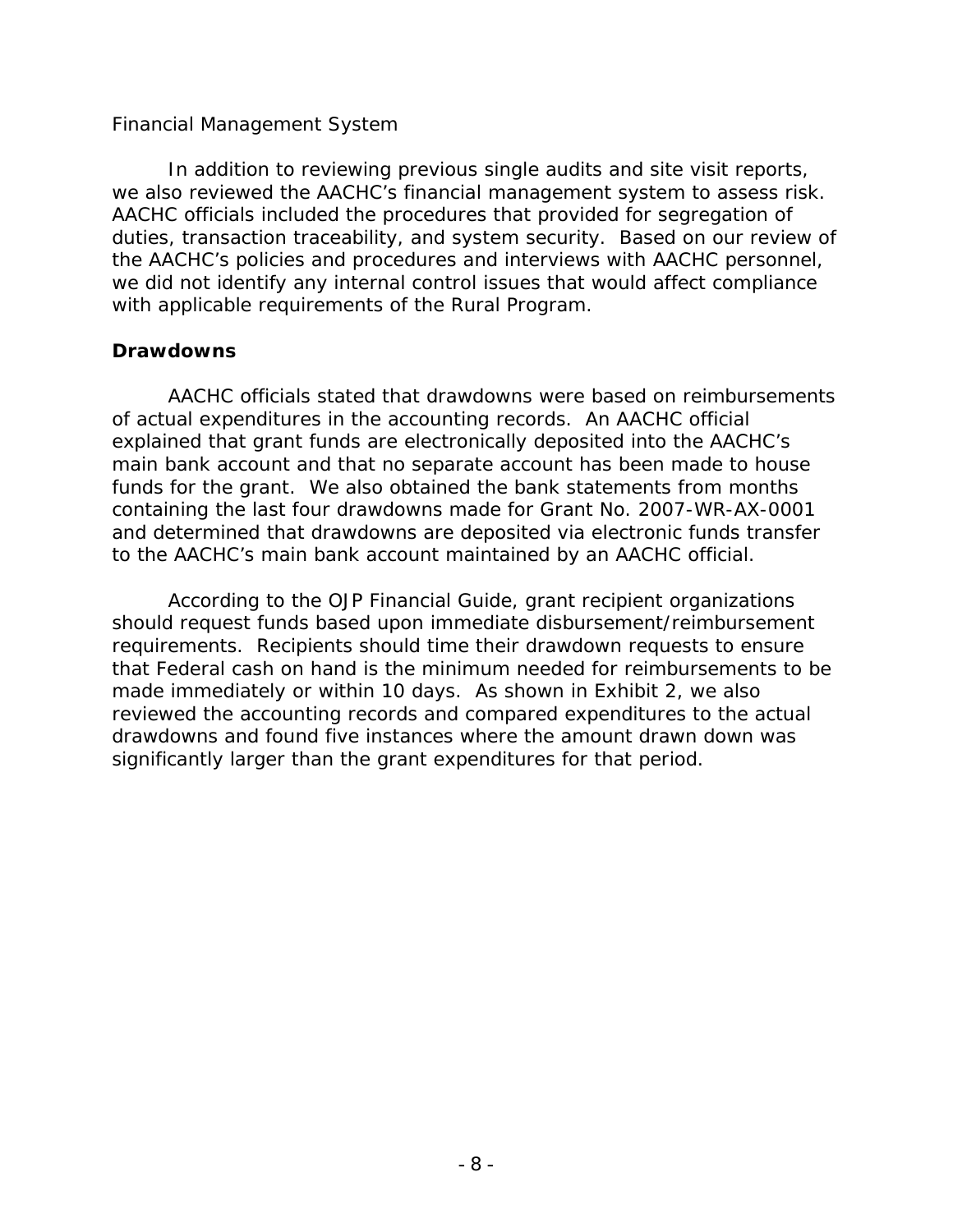Financial Management System

In addition to reviewing previous single audits and site visit reports, we also reviewed the AACHC's financial management system to assess risk. AACHC officials included the procedures that provided for segregation of duties, transaction traceability, and system security. Based on our review of the AACHC's policies and procedures and interviews with AACHC personnel, we did not identify any internal control issues that would affect compliance with applicable requirements of the Rural Program.

### Drawdowns

AACHC officials stated that drawdowns were based on reimbursements of actual expenditures in the accounting records. An AACHC official explained that grant funds are electronically deposited into the AACHC's main bank account and that no separate account has been made to house funds for the grant. We also obtained the bank statements from months containing the last four drawdowns made for Grant No. 2007-WR-AX-0001 and determined that drawdowns are deposited via electronic funds transfer to the AACHC's main bank account maintained by an AACHC official.

According to the OJP Financial Guide, grant recipient organizations should request funds based upon immediate disbursement/reimbursement requirements. Recipients should time their drawdown requests to ensure that Federal cash on hand is the minimum needed for reimbursements to be made immediately or within 10 days. As shown in Exhibit 2, we also reviewed the accounting records and compared expenditures to the actual drawdowns and found five instances where the amount drawn down was significantly larger than the grant expenditures for that period.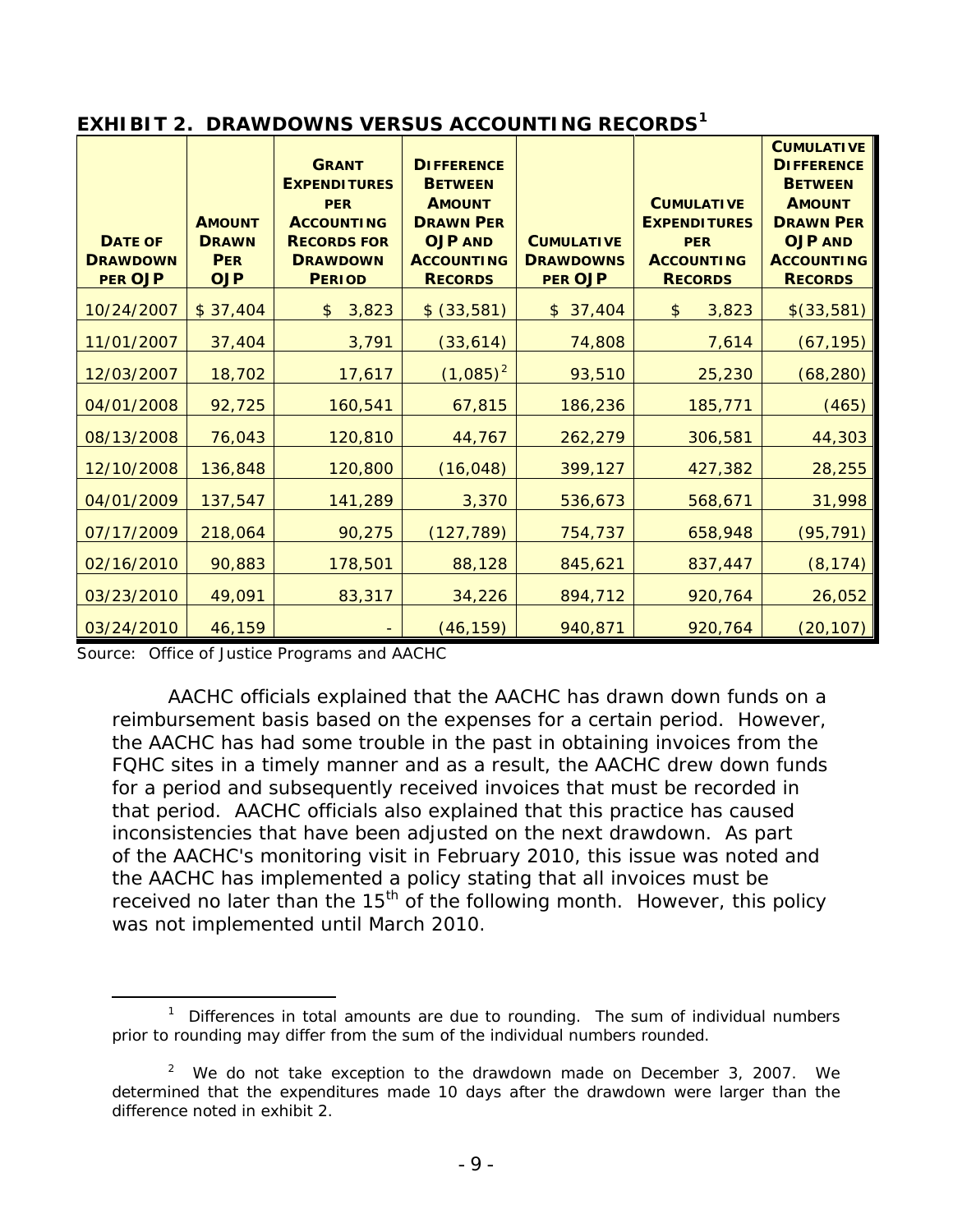**EXHIBIT 2. DRAWDOWNS VERSUS ACCOUNTING RECORDS[1]**

| DATE OF DRAWDOWN PER OJP | AMOUNT DRAWN PER OJP | GRANT EXPENDITURES PER ACCOUNTING RECORDS FOR DRAWDOWN PERIOD | DIFFERENCE BETWEEN AMOUNT DRAWN PER OJP AND ACCOUNTING RECORDS | CUMULATIVE DRAWDOWNS PER OJP | CUMULATIVE EXPENDITURES PER ACCOUNTING RECORDS | CUMULATIVE DIFFERENCE BETWEEN AMOUNT DRAWN PER OJP AND ACCOUNTING RECORDS |
|---|---|---|---|---|---|---|
| 10/24/2007 | $ 37,404 | $ 3,823 | $ (33,581) | $ 37,404 | $ 3,823 | $(33,581) |
| 11/01/2007 | 37,404 | 3,791 | (33,614) | 74,808 | 7,614 | (67,195) |
| 12/03/2007 | 18,702 | 17,617 | (1,085)[2] | 93,510 | 25,230 | (68,280) |
| 04/01/2008 | 92,725 | 160,541 | 67,815 | 186,236 | 185,771 | (465) |
| 08/13/2008 | 76,043 | 120,810 | 44,767 | 262,279 | 306,581 | 44,303 |
| 12/10/2008 | 136,848 | 120,800 | (16,048) | 399,127 | 427,382 | 28,255 |
| 04/01/2009 | 137,547 | 141,289 | 3,370 | 536,673 | 568,671 | 31,998 |
| 07/17/2009 | 218,064 | 90,275 | (127,789) | 754,737 | 658,948 | (95,791) |
| 02/16/2010 | 90,883 | 178,501 | 88,128 | 845,621 | 837,447 | (8,174) |
| 03/23/2010 | 49,091 | 83,317 | 34,226 | 894,712 | 920,764 | 26,052 |
| 03/24/2010 | 46,159 | - | (46,159) | 940,871 | 920,764 | (20,107) |

Source: Office of Justice Programs and AACHC

AACHC officials explained that the AACHC has drawn down funds on a reimbursement basis based on the expenses for a certain period. However, the AACHC has had some trouble in the past in obtaining invoices from the FQHC sites in a timely manner and as a result, the AACHC drew down funds for a period and subsequently received invoices that must be recorded in that period. AACHC officials also explained that this practice has caused inconsistencies that have been adjusted on the next drawdown. As part of the AACHC's monitoring visit in February 2010, this issue was noted and the AACHC has implemented a policy stating that all invoices must be received no later than the 15th of the following month. However, this policy was not implemented until March 2010.

[1] Differences in total amounts are due to rounding. The sum of individual numbers prior to rounding may differ from the sum of the individual numbers rounded.

[2] We do not take exception to the drawdown made on December 3, 2007. We determined that the expenditures made 10 days after the drawdown were larger than the difference noted in exhibit 2.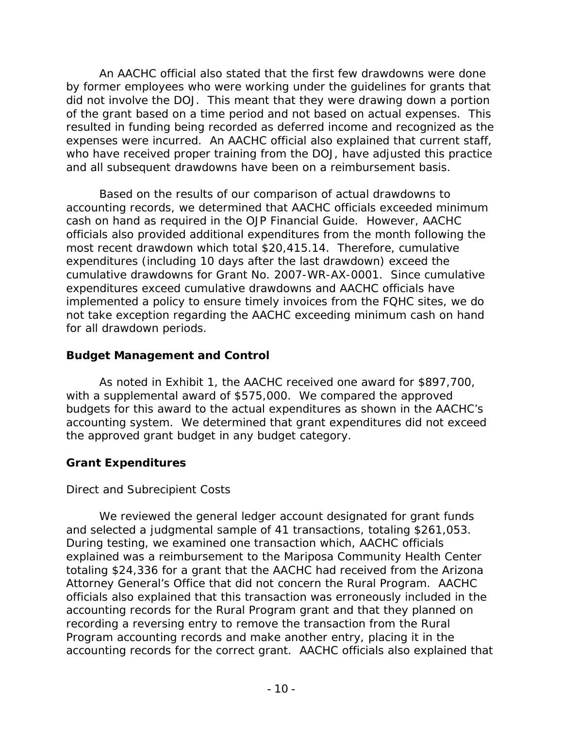An AACHC official also stated that the first few drawdowns were done by former employees who were working under the guidelines for grants that did not involve the DOJ. This meant that they were drawing down a portion of the grant based on a time period and not based on actual expenses. This resulted in funding being recorded as deferred income and recognized as the expenses were incurred. An AACHC official also explained that current staff, who have received proper training from the DOJ, have adjusted this practice and all subsequent drawdowns have been on a reimbursement basis.

Based on the results of our comparison of actual drawdowns to accounting records, we determined that AACHC officials exceeded minimum cash on hand as required in the OJP Financial Guide. However, AACHC officials also provided additional expenditures from the month following the most recent drawdown which total $20,415.14. Therefore, cumulative expenditures (including 10 days after the last drawdown) exceed the cumulative drawdowns for Grant No. 2007-WR-AX-0001. Since cumulative expenditures exceed cumulative drawdowns and AACHC officials have implemented a policy to ensure timely invoices from the FQHC sites, we do not take exception regarding the AACHC exceeding minimum cash on hand for all drawdown periods.

## Budget Management and Control

As noted in Exhibit 1, the AACHC received one award for $897,700, with a supplemental award of $575,000. We compared the approved budgets for this award to the actual expenditures as shown in the AACHC's accounting system. We determined that grant expenditures did not exceed the approved grant budget in any budget category.

## Grant Expenditures

### Direct and Subrecipient Costs

We reviewed the general ledger account designated for grant funds and selected a judgmental sample of 41 transactions, totaling $261,053. During testing, we examined one transaction which, AACHC officials explained was a reimbursement to the Mariposa Community Health Center totaling $24,336 for a grant that the AACHC had received from the Arizona Attorney General's Office that did not concern the Rural Program. AACHC officials also explained that this transaction was erroneously included in the accounting records for the Rural Program grant and that they planned on recording a reversing entry to remove the transaction from the Rural Program accounting records and make another entry, placing it in the accounting records for the correct grant. AACHC officials also explained that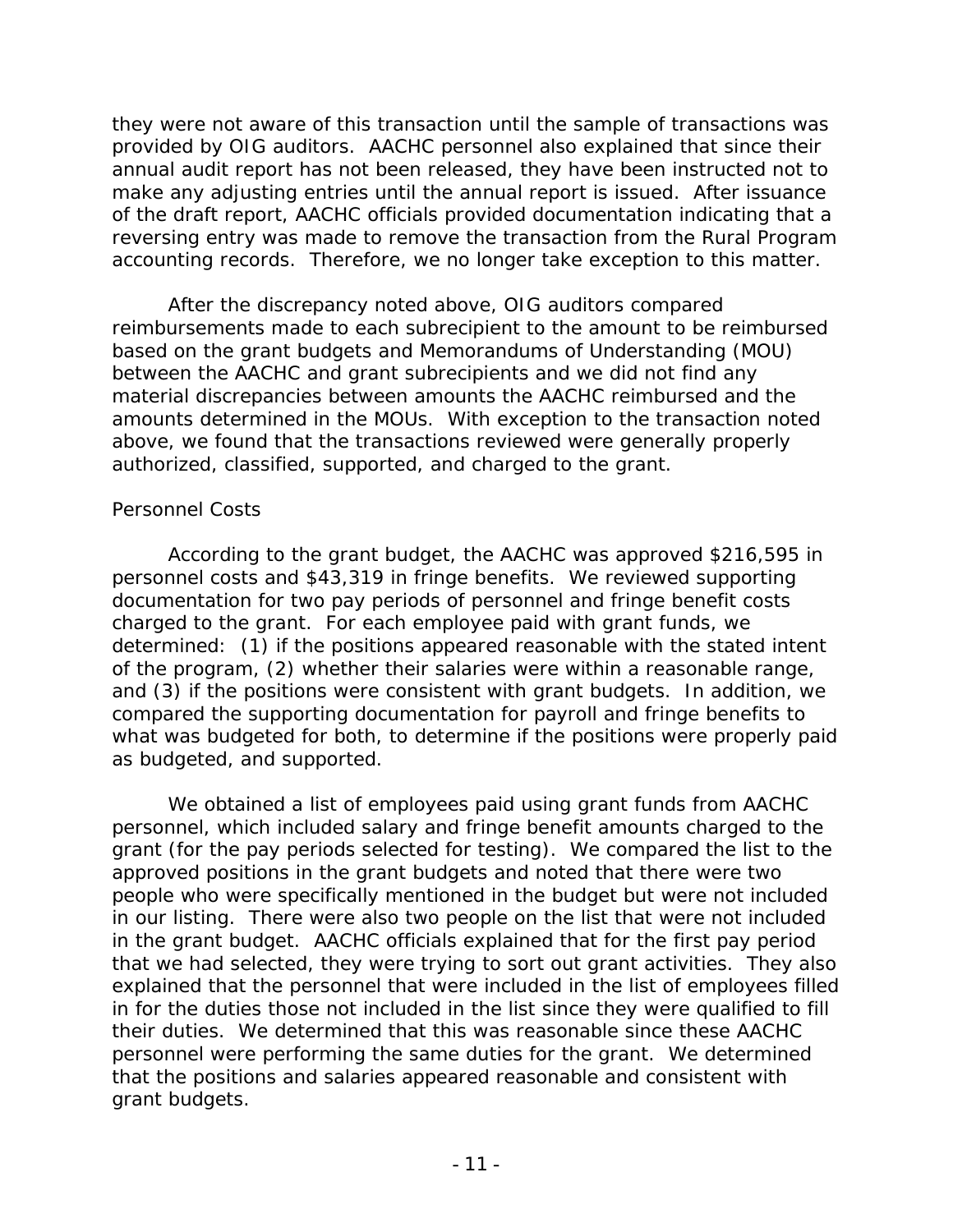they were not aware of this transaction until the sample of transactions was provided by OIG auditors. AACHC personnel also explained that since their annual audit report has not been released, they have been instructed not to make any adjusting entries until the annual report is issued. After issuance of the draft report, AACHC officials provided documentation indicating that a reversing entry was made to remove the transaction from the Rural Program accounting records. Therefore, we no longer take exception to this matter.

After the discrepancy noted above, OIG auditors compared reimbursements made to each subrecipient to the amount to be reimbursed based on the grant budgets and Memorandums of Understanding (MOU) between the AACHC and grant subrecipients and we did not find any material discrepancies between amounts the AACHC reimbursed and the amounts determined in the MOUs. With exception to the transaction noted above, we found that the transactions reviewed were generally properly authorized, classified, supported, and charged to the grant.

### Personnel Costs

According to the grant budget, the AACHC was approved $216,595 in personnel costs and $43,319 in fringe benefits. We reviewed supporting documentation for two pay periods of personnel and fringe benefit costs charged to the grant. For each employee paid with grant funds, we determined: (1) if the positions appeared reasonable with the stated intent of the program, (2) whether their salaries were within a reasonable range, and (3) if the positions were consistent with grant budgets. In addition, we compared the supporting documentation for payroll and fringe benefits to what was budgeted for both, to determine if the positions were properly paid as budgeted, and supported.

We obtained a list of employees paid using grant funds from AACHC personnel, which included salary and fringe benefit amounts charged to the grant (for the pay periods selected for testing). We compared the list to the approved positions in the grant budgets and noted that there were two people who were specifically mentioned in the budget but were not included in our listing. There were also two people on the list that were not included in the grant budget. AACHC officials explained that for the first pay period that we had selected, they were trying to sort out grant activities. They also explained that the personnel that were included in the list of employees filled in for the duties those not included in the list since they were qualified to fill their duties. We determined that this was reasonable since these AACHC personnel were performing the same duties for the grant. We determined that the positions and salaries appeared reasonable and consistent with grant budgets.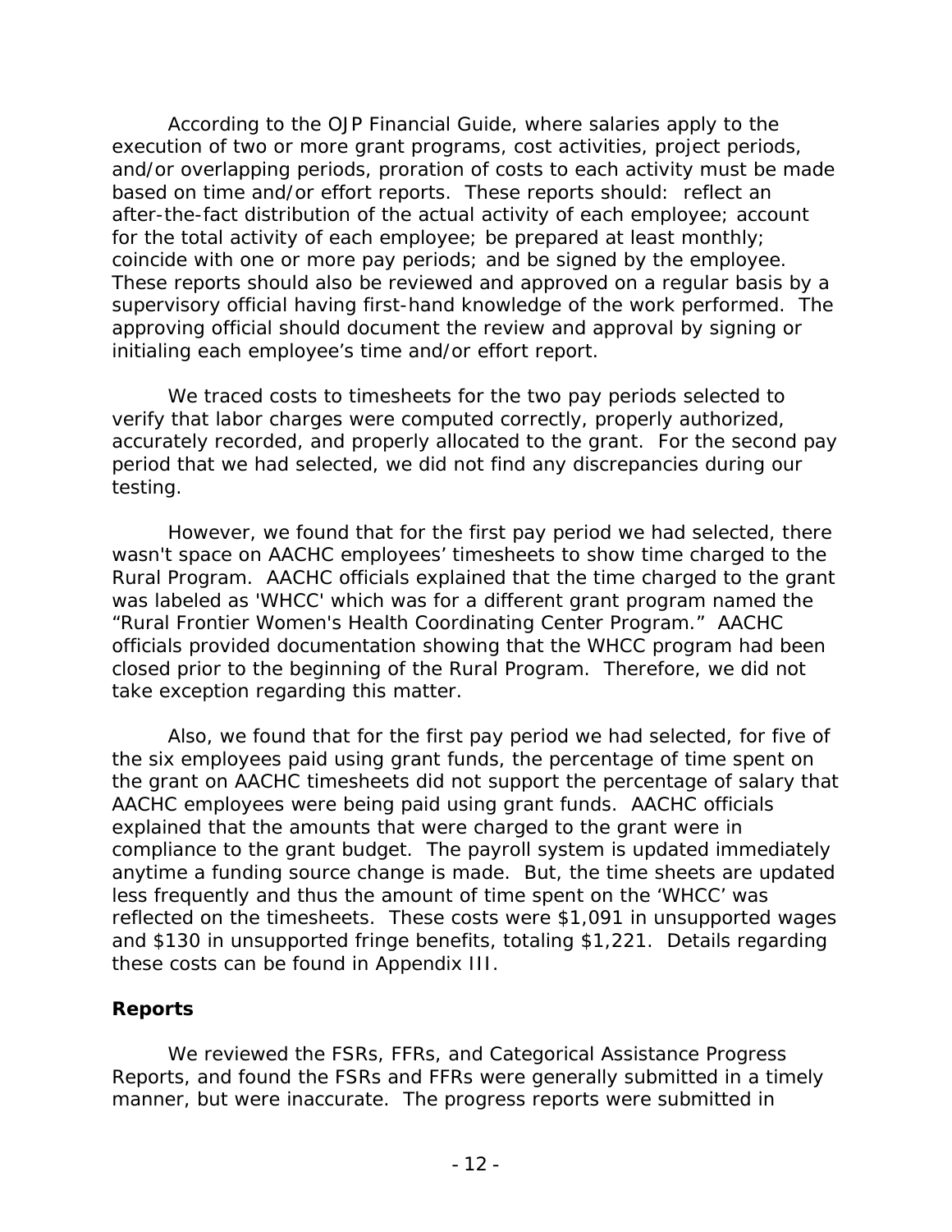According to the OJP Financial Guide, where salaries apply to the execution of two or more grant programs, cost activities, project periods, and/or overlapping periods, proration of costs to each activity must be made based on time and/or effort reports. These reports should: reflect an after-the-fact distribution of the actual activity of each employee; account for the total activity of each employee; be prepared at least monthly; coincide with one or more pay periods; and be signed by the employee. These reports should also be reviewed and approved on a regular basis by a supervisory official having first-hand knowledge of the work performed. The approving official should document the review and approval by signing or initialing each employee's time and/or effort report.

We traced costs to timesheets for the two pay periods selected to verify that labor charges were computed correctly, properly authorized, accurately recorded, and properly allocated to the grant. For the second pay period that we had selected, we did not find any discrepancies during our testing.

However, we found that for the first pay period we had selected, there wasn't space on AACHC employees' timesheets to show time charged to the Rural Program. AACHC officials explained that the time charged to the grant was labeled as 'WHCC' which was for a different grant program named the "Rural Frontier Women's Health Coordinating Center Program." AACHC officials provided documentation showing that the WHCC program had been closed prior to the beginning of the Rural Program. Therefore, we did not take exception regarding this matter.

Also, we found that for the first pay period we had selected, for five of the six employees paid using grant funds, the percentage of time spent on the grant on AACHC timesheets did not support the percentage of salary that AACHC employees were being paid using grant funds. AACHC officials explained that the amounts that were charged to the grant were in compliance to the grant budget. The payroll system is updated immediately anytime a funding source change is made. But, the time sheets are updated less frequently and thus the amount of time spent on the 'WHCC' was reflected on the timesheets. These costs were $1,091 in unsupported wages and $130 in unsupported fringe benefits, totaling $1,221. Details regarding these costs can be found in Appendix III.

## Reports

We reviewed the FSRs, FFRs, and Categorical Assistance Progress Reports, and found the FSRs and FFRs were generally submitted in a timely manner, but were inaccurate. The progress reports were submitted in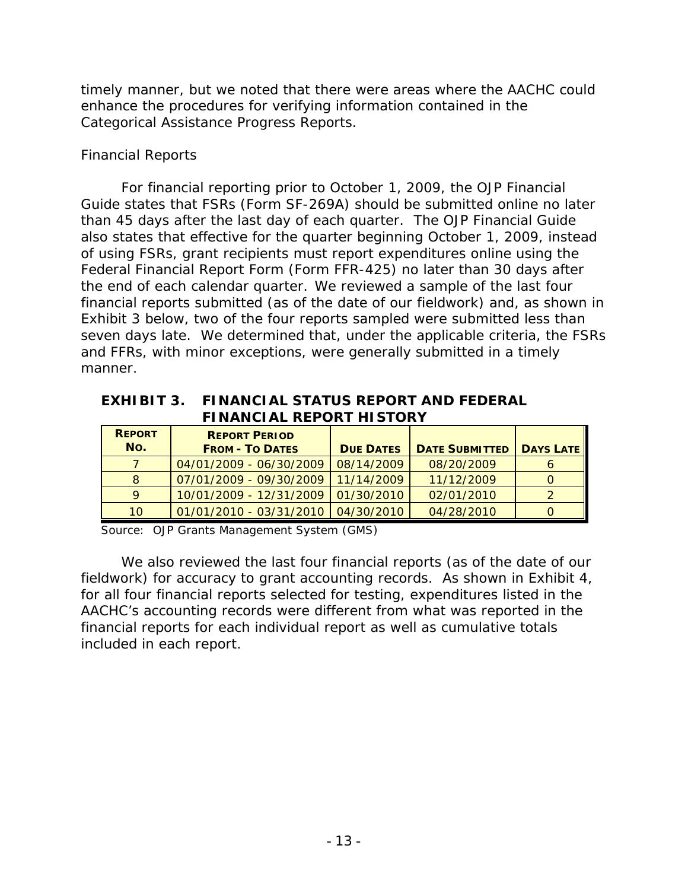timely manner, but we noted that there were areas where the AACHC could enhance the procedures for verifying information contained in the Categorical Assistance Progress Reports.

*Financial Reports*

For financial reporting prior to October 1, 2009, the OJP Financial Guide states that FSRs (Form SF-269A) should be submitted online no later than 45 days after the last day of each quarter. The OJP Financial Guide also states that effective for the quarter beginning October 1, 2009, instead of using FSRs, grant recipients must report expenditures online using the Federal Financial Report Form (Form FFR-425) no later than 30 days after the end of each calendar quarter. We reviewed a sample of the last four financial reports submitted (as of the date of our fieldwork) and, as shown in Exhibit 3 below, two of the four reports sampled were submitted less than seven days late. We determined that, under the applicable criteria, the FSRs and FFRs, with minor exceptions, were generally submitted in a timely manner.

**EXHIBIT 3. FINANCIAL STATUS REPORT AND FEDERAL FINANCIAL REPORT HISTORY**

| REPORT NO. | REPORT PERIOD FROM - TO DATES | DUE DATES | DATE SUBMITTED | DAYS LATE |
|---|---|---|---|---|
| 7 | 04/01/2009 - 06/30/2009 | 08/14/2009 | 08/20/2009 | 6 |
| 8 | 07/01/2009 - 09/30/2009 | 11/14/2009 | 11/12/2009 | 0 |
| 9 | 10/01/2009 - 12/31/2009 | 01/30/2010 | 02/01/2010 | 2 |
| 10 | 01/01/2010 - 03/31/2010 | 04/30/2010 | 04/28/2010 | 0 |

Source: OJP Grants Management System (GMS)

We also reviewed the last four financial reports (as of the date of our fieldwork) for accuracy to grant accounting records. As shown in Exhibit 4, for all four financial reports selected for testing, expenditures listed in the AACHC's accounting records were different from what was reported in the financial reports for each individual report as well as cumulative totals included in each report.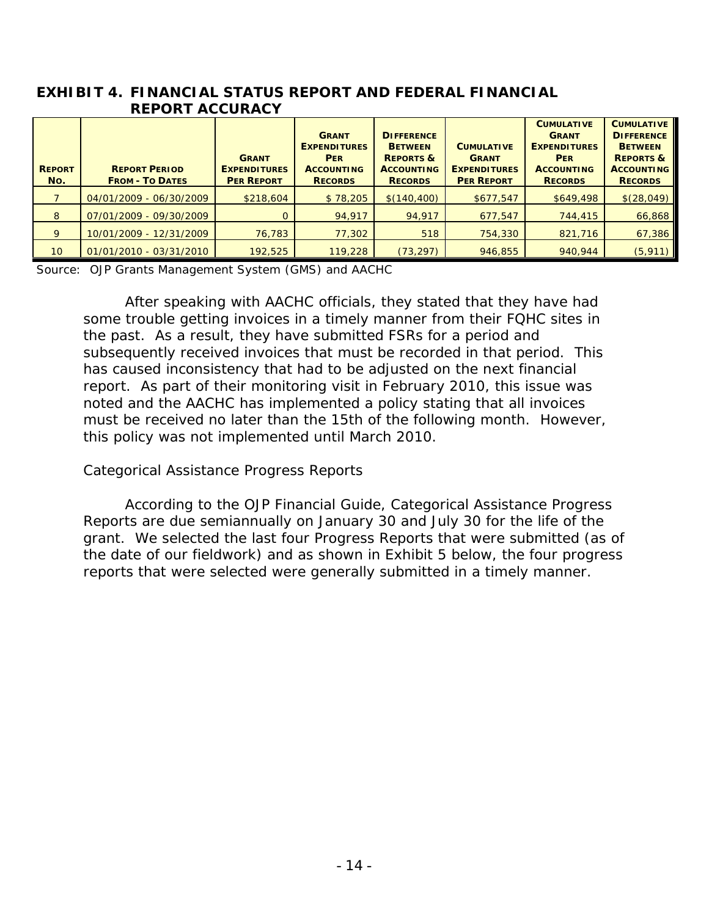### EXHIBIT 4. FINANCIAL STATUS REPORT AND FEDERAL FINANCIAL REPORT ACCURACY

| Report No. | Report Period From - To Dates | Grant Expenditures Per Report | Grant Expenditures Per Accounting Records | Difference Between Reports & Accounting Records | Cumulative Grant Expenditures Per Report | Cumulative Grant Expenditures Per Accounting Records | Cumulative Difference Between Reports & Accounting Records |
|---|---|---|---|---|---|---|---|
| 7 | 04/01/2009 - 06/30/2009 | $218,604 | $ 78,205 | $(140,400) | $677,547 | $649,498 | $(28,049) |
| 8 | 07/01/2009 - 09/30/2009 | 0 | 94,917 | 94,917 | 677,547 | 744,415 | 66,868 |
| 9 | 10/01/2009 - 12/31/2009 | 76,783 | 77,302 | 518 | 754,330 | 821,716 | 67,386 |
| 10 | 01/01/2010 - 03/31/2010 | 192,525 | 119,228 | (73,297) | 946,855 | 940,944 | (5,911) |

Source: OJP Grants Management System (GMS) and AACHC

After speaking with AACHC officials, they stated that they have had some trouble getting invoices in a timely manner from their FQHC sites in the past. As a result, they have submitted FSRs for a period and subsequently received invoices that must be recorded in that period. This has caused inconsistency that had to be adjusted on the next financial report. As part of their monitoring visit in February 2010, this issue was noted and the AACHC has implemented a policy stating that all invoices must be received no later than the 15th of the following month. However, this policy was not implemented until March 2010.

#### Categorical Assistance Progress Reports

According to the OJP Financial Guide, Categorical Assistance Progress Reports are due semiannually on January 30 and July 30 for the life of the grant. We selected the last four Progress Reports that were submitted (as of the date of our fieldwork) and as shown in Exhibit 5 below, the four progress reports that were selected were generally submitted in a timely manner.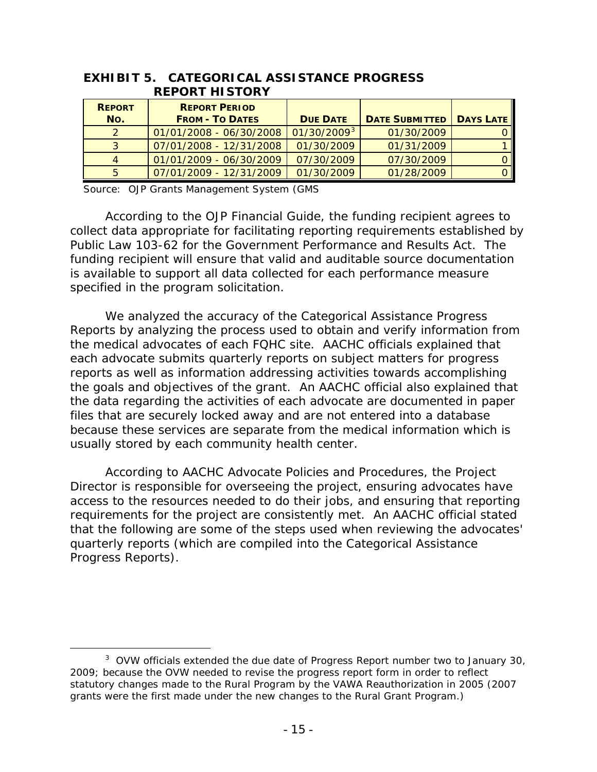**EXHIBIT 5. CATEGORICAL ASSISTANCE PROGRESS REPORT HISTORY**

| REPORT NO. | REPORT PERIOD FROM - TO DATES | DUE DATE | DATE SUBMITTED | DAYS LATE |
|---|---|---|---|---|
| 2 | 01/01/2008 - 06/30/2008 | 01/30/2009[3] | 01/30/2009 | 0 |
| 3 | 07/01/2008 - 12/31/2008 | 01/30/2009 | 01/31/2009 | 1 |
| 4 | 01/01/2009 - 06/30/2009 | 07/30/2009 | 07/30/2009 | 0 |
| 5 | 07/01/2009 - 12/31/2009 | 01/30/2009 | 01/28/2009 | 0 |

Source: OJP Grants Management System (GMS

According to the OJP Financial Guide, the funding recipient agrees to collect data appropriate for facilitating reporting requirements established by Public Law 103-62 for the Government Performance and Results Act. The funding recipient will ensure that valid and auditable source documentation is available to support all data collected for each performance measure specified in the program solicitation.

We analyzed the accuracy of the Categorical Assistance Progress Reports by analyzing the process used to obtain and verify information from the medical advocates of each FQHC site. AACHC officials explained that each advocate submits quarterly reports on subject matters for progress reports as well as information addressing activities towards accomplishing the goals and objectives of the grant. An AACHC official also explained that the data regarding the activities of each advocate are documented in paper files that are securely locked away and are not entered into a database because these services are separate from the medical information which is usually stored by each community health center.

According to AACHC Advocate Policies and Procedures, the Project Director is responsible for overseeing the project, ensuring advocates have access to the resources needed to do their jobs, and ensuring that reporting requirements for the project are consistently met. An AACHC official stated that the following are some of the steps used when reviewing the advocates' quarterly reports (which are compiled into the Categorical Assistance Progress Reports).

[3] OVW officials extended the due date of Progress Report number two to January 30, 2009; because the OVW needed to revise the progress report form in order to reflect statutory changes made to the Rural Program by the VAWA Reauthorization in 2005 (2007 grants were the first made under the new changes to the Rural Grant Program.)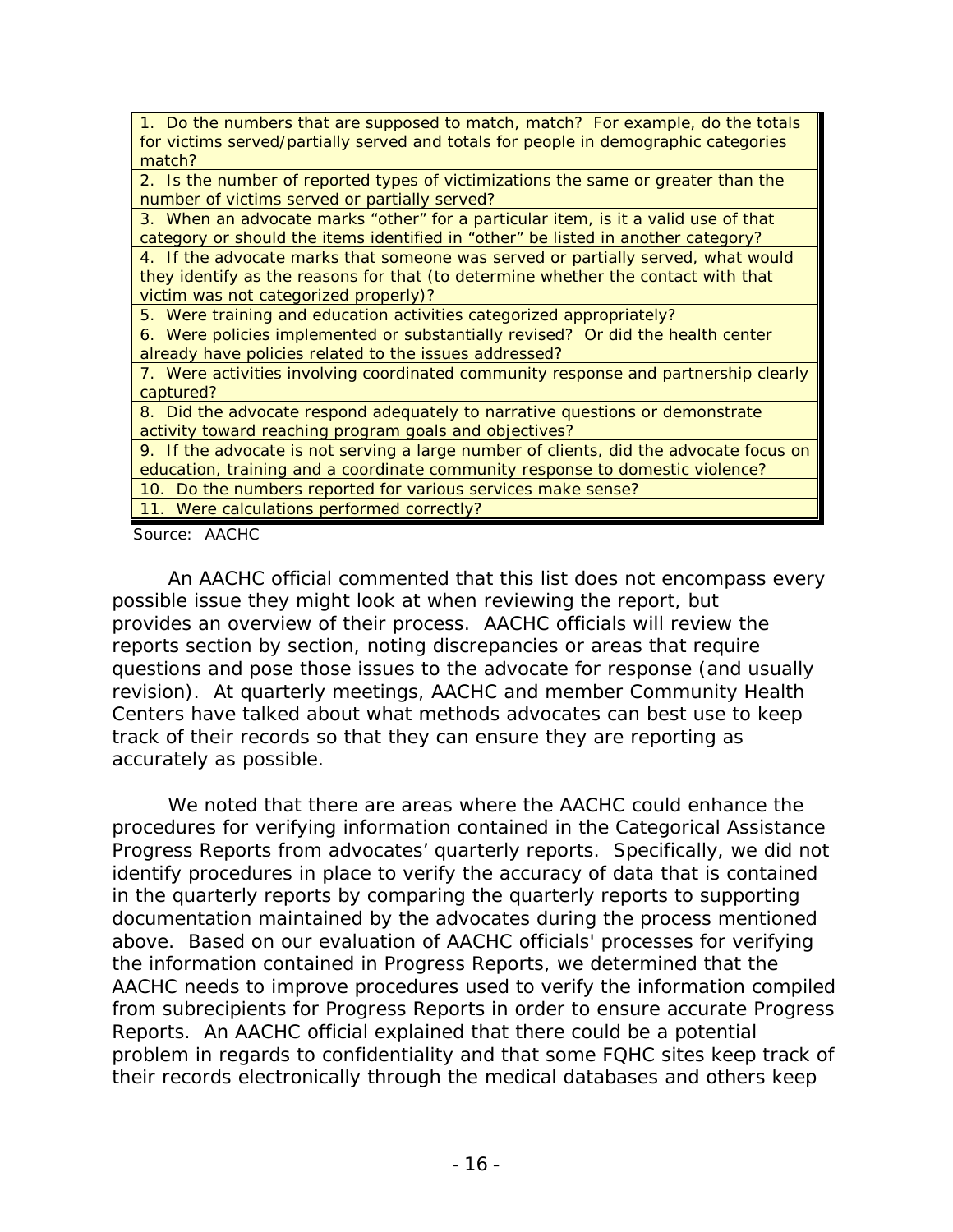| |
|---|
| 1. Do the numbers that are supposed to match, match? For example, do the totals for victims served/partially served and totals for people in demographic categories match? |
| 2. Is the number of reported types of victimizations the same or greater than the number of victims served or partially served? |
| 3. When an advocate marks "other" for a particular item, is it a valid use of that category or should the items identified in "other" be listed in another category? |
| 4. If the advocate marks that someone was served or partially served, what would they identify as the reasons for that (to determine whether the contact with that victim was not categorized properly)? |
| 5. Were training and education activities categorized appropriately? |
| 6. Were policies implemented or substantially revised? Or did the health center already have policies related to the issues addressed? |
| 7. Were activities involving coordinated community response and partnership clearly captured? |
| 8. Did the advocate respond adequately to narrative questions or demonstrate activity toward reaching program goals and objectives? |
| 9. If the advocate is not serving a large number of clients, did the advocate focus on education, training and a coordinate community response to domestic violence? |
| 10. Do the numbers reported for various services make sense? |
| 11. Were calculations performed correctly? |

Source: AACHC

An AACHC official commented that this list does not encompass every possible issue they might look at when reviewing the report, but provides an overview of their process. AACHC officials will review the reports section by section, noting discrepancies or areas that require questions and pose those issues to the advocate for response (and usually revision). At quarterly meetings, AACHC and member Community Health Centers have talked about what methods advocates can best use to keep track of their records so that they can ensure they are reporting as accurately as possible.

We noted that there are areas where the AACHC could enhance the procedures for verifying information contained in the Categorical Assistance Progress Reports from advocates' quarterly reports. Specifically, we did not identify procedures in place to verify the accuracy of data that is contained in the quarterly reports by comparing the quarterly reports to supporting documentation maintained by the advocates during the process mentioned above. Based on our evaluation of AACHC officials' processes for verifying the information contained in Progress Reports, we determined that the AACHC needs to improve procedures used to verify the information compiled from subrecipients for Progress Reports in order to ensure accurate Progress Reports. An AACHC official explained that there could be a potential problem in regards to confidentiality and that some FQHC sites keep track of their records electronically through the medical databases and others keep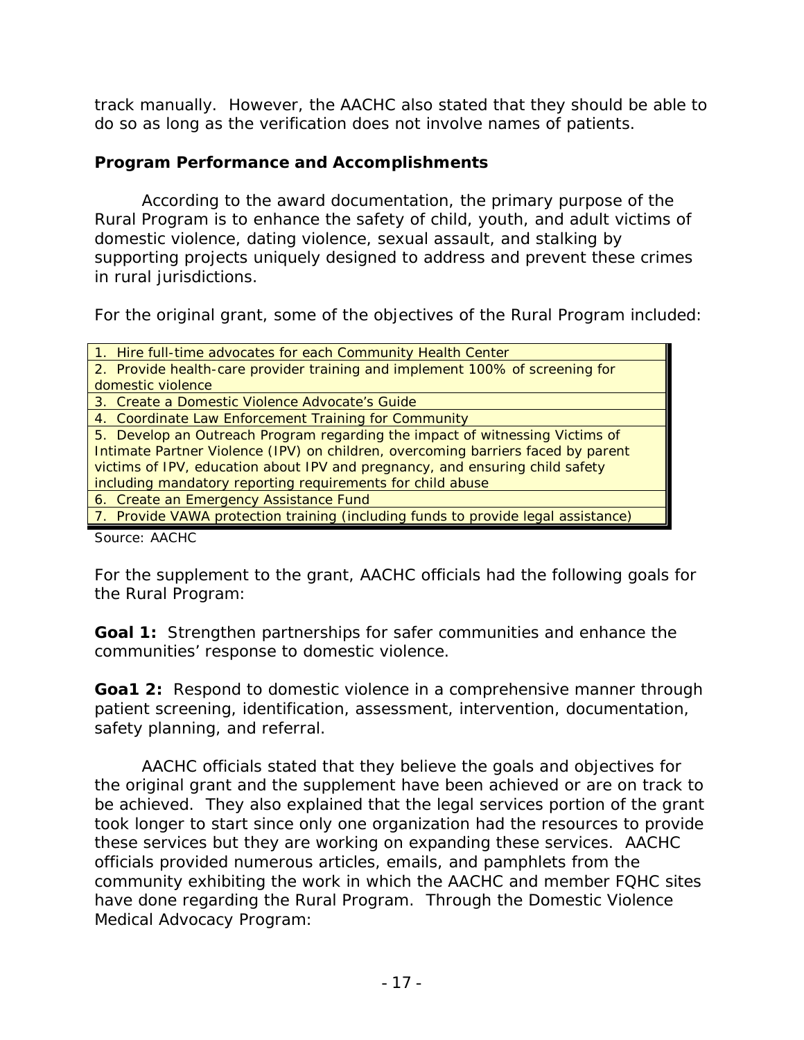track manually. However, the AACHC also stated that they should be able to do so as long as the verification does not involve names of patients.

### Program Performance and Accomplishments

According to the award documentation, the primary purpose of the Rural Program is to enhance the safety of child, youth, and adult victims of domestic violence, dating violence, sexual assault, and stalking by supporting projects uniquely designed to address and prevent these crimes in rural jurisdictions.

For the original grant, some of the objectives of the Rural Program included:

| |
|---|
| 1. Hire full-time advocates for each Community Health Center |
| 2. Provide health-care provider training and implement 100% of screening for domestic violence |
| 3. Create a Domestic Violence Advocate's Guide |
| 4. Coordinate Law Enforcement Training for Community |
| 5. Develop an Outreach Program regarding the impact of witnessing Victims of Intimate Partner Violence (IPV) on children, overcoming barriers faced by parent victims of IPV, education about IPV and pregnancy, and ensuring child safety including mandatory reporting requirements for child abuse |
| 6. Create an Emergency Assistance Fund |
| 7. Provide VAWA protection training (including funds to provide legal assistance) |

Source: AACHC

For the supplement to the grant, AACHC officials had the following goals for the Rural Program:

**Goal 1:** Strengthen partnerships for safer communities and enhance the communities' response to domestic violence.

**Goa1 2:** Respond to domestic violence in a comprehensive manner through patient screening, identification, assessment, intervention, documentation, safety planning, and referral.

AACHC officials stated that they believe the goals and objectives for the original grant and the supplement have been achieved or are on track to be achieved. They also explained that the legal services portion of the grant took longer to start since only one organization had the resources to provide these services but they are working on expanding these services. AACHC officials provided numerous articles, emails, and pamphlets from the community exhibiting the work in which the AACHC and member FQHC sites have done regarding the Rural Program. Through the Domestic Violence Medical Advocacy Program: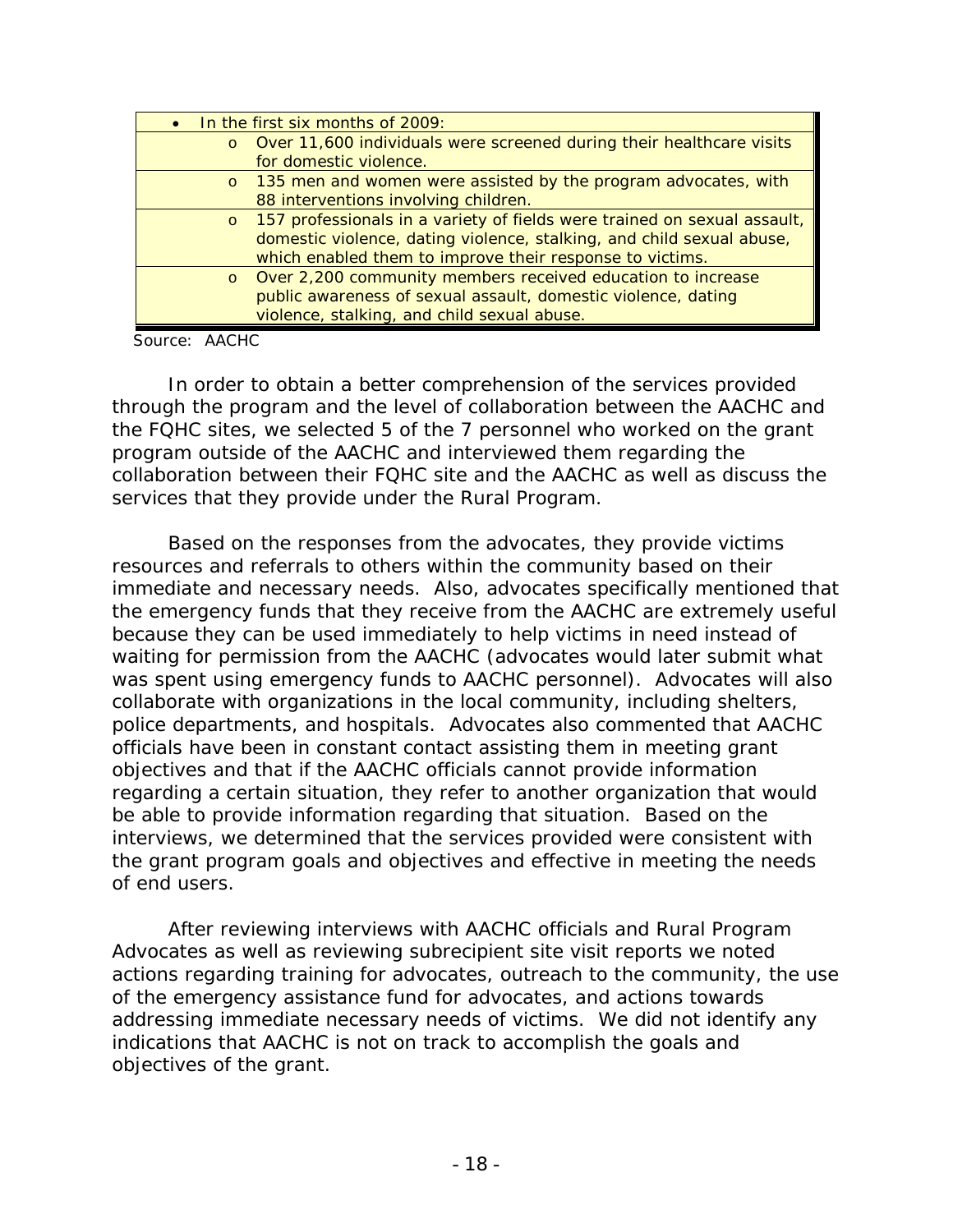- In the first six months of 2009:
  - Over 11,600 individuals were screened during their healthcare visits for domestic violence.
  - 135 men and women were assisted by the program advocates, with 88 interventions involving children.
  - 157 professionals in a variety of fields were trained on sexual assault, domestic violence, dating violence, stalking, and child sexual abuse, which enabled them to improve their response to victims.
  - Over 2,200 community members received education to increase public awareness of sexual assault, domestic violence, dating violence, stalking, and child sexual abuse.

Source: AACHC

In order to obtain a better comprehension of the services provided through the program and the level of collaboration between the AACHC and the FQHC sites, we selected 5 of the 7 personnel who worked on the grant program outside of the AACHC and interviewed them regarding the collaboration between their FQHC site and the AACHC as well as discuss the services that they provide under the Rural Program.

Based on the responses from the advocates, they provide victims resources and referrals to others within the community based on their immediate and necessary needs. Also, advocates specifically mentioned that the emergency funds that they receive from the AACHC are extremely useful because they can be used immediately to help victims in need instead of waiting for permission from the AACHC (advocates would later submit what was spent using emergency funds to AACHC personnel). Advocates will also collaborate with organizations in the local community, including shelters, police departments, and hospitals. Advocates also commented that AACHC officials have been in constant contact assisting them in meeting grant objectives and that if the AACHC officials cannot provide information regarding a certain situation, they refer to another organization that would be able to provide information regarding that situation. Based on the interviews, we determined that the services provided were consistent with the grant program goals and objectives and effective in meeting the needs of end users.

After reviewing interviews with AACHC officials and Rural Program Advocates as well as reviewing subrecipient site visit reports we noted actions regarding training for advocates, outreach to the community, the use of the emergency assistance fund for advocates, and actions towards addressing immediate necessary needs of victims. We did not identify any indications that AACHC is not on track to accomplish the goals and objectives of the grant.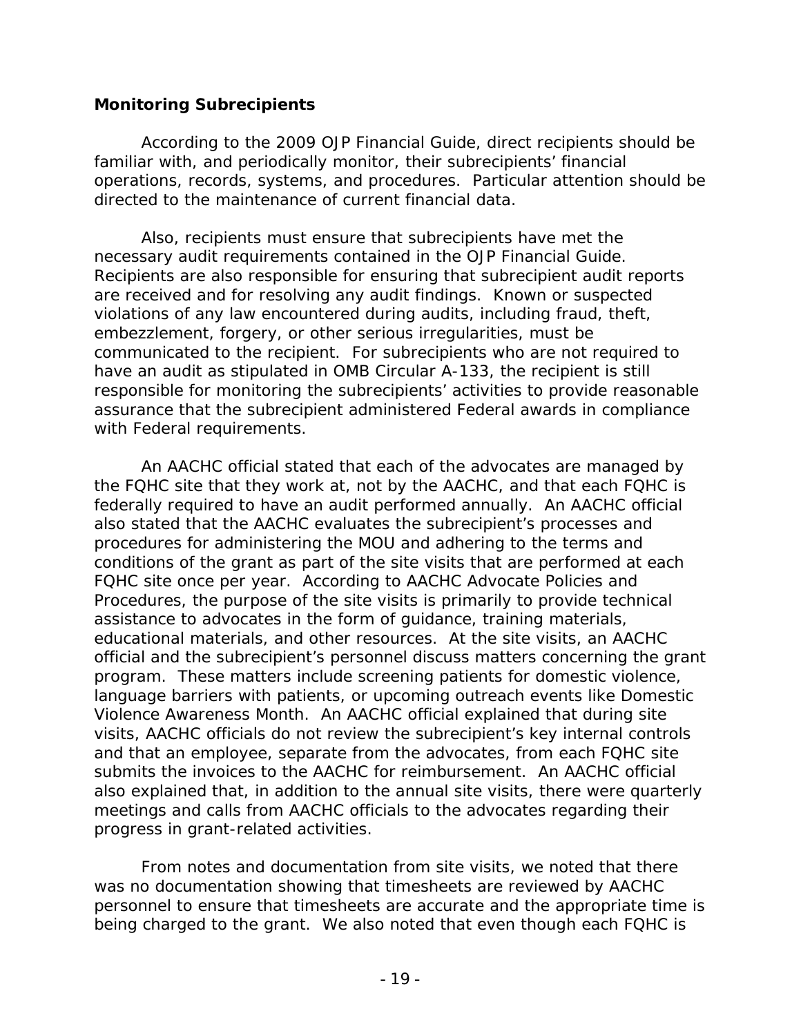**Monitoring Subrecipients**

According to the 2009 OJP Financial Guide, direct recipients should be familiar with, and periodically monitor, their subrecipients' financial operations, records, systems, and procedures. Particular attention should be directed to the maintenance of current financial data.

Also, recipients must ensure that subrecipients have met the necessary audit requirements contained in the OJP Financial Guide. Recipients are also responsible for ensuring that subrecipient audit reports are received and for resolving any audit findings. Known or suspected violations of any law encountered during audits, including fraud, theft, embezzlement, forgery, or other serious irregularities, must be communicated to the recipient. For subrecipients who are not required to have an audit as stipulated in OMB Circular A-133, the recipient is still responsible for monitoring the subrecipients' activities to provide reasonable assurance that the subrecipient administered Federal awards in compliance with Federal requirements.

An AACHC official stated that each of the advocates are managed by the FQHC site that they work at, not by the AACHC, and that each FQHC is federally required to have an audit performed annually. An AACHC official also stated that the AACHC evaluates the subrecipient's processes and procedures for administering the MOU and adhering to the terms and conditions of the grant as part of the site visits that are performed at each FQHC site once per year. According to AACHC Advocate Policies and Procedures, the purpose of the site visits is primarily to provide technical assistance to advocates in the form of guidance, training materials, educational materials, and other resources. At the site visits, an AACHC official and the subrecipient's personnel discuss matters concerning the grant program. These matters include screening patients for domestic violence, language barriers with patients, or upcoming outreach events like Domestic Violence Awareness Month. An AACHC official explained that during site visits, AACHC officials do not review the subrecipient's key internal controls and that an employee, separate from the advocates, from each FQHC site submits the invoices to the AACHC for reimbursement. An AACHC official also explained that, in addition to the annual site visits, there were quarterly meetings and calls from AACHC officials to the advocates regarding their progress in grant-related activities.

From notes and documentation from site visits, we noted that there was no documentation showing that timesheets are reviewed by AACHC personnel to ensure that timesheets are accurate and the appropriate time is being charged to the grant. We also noted that even though each FQHC is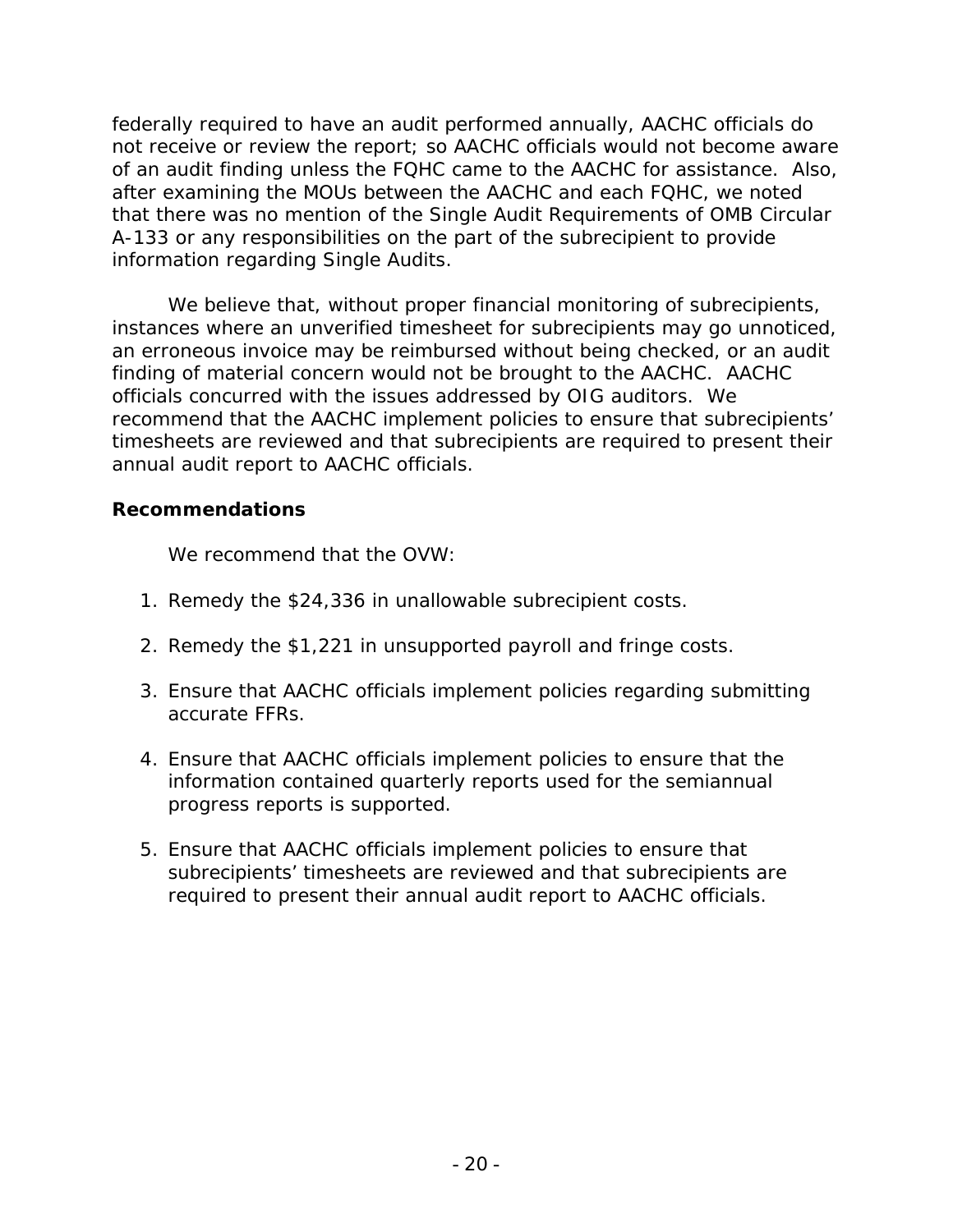federally required to have an audit performed annually, AACHC officials do not receive or review the report; so AACHC officials would not become aware of an audit finding unless the FQHC came to the AACHC for assistance. Also, after examining the MOUs between the AACHC and each FQHC, we noted that there was no mention of the Single Audit Requirements of OMB Circular A-133 or any responsibilities on the part of the subrecipient to provide information regarding Single Audits.

We believe that, without proper financial monitoring of subrecipients, instances where an unverified timesheet for subrecipients may go unnoticed, an erroneous invoice may be reimbursed without being checked, or an audit finding of material concern would not be brought to the AACHC. AACHC officials concurred with the issues addressed by OIG auditors. We recommend that the AACHC implement policies to ensure that subrecipients' timesheets are reviewed and that subrecipients are required to present their annual audit report to AACHC officials.

**Recommendations**

We recommend that the OVW:

1. Remedy the $24,336 in unallowable subrecipient costs.
2. Remedy the $1,221 in unsupported payroll and fringe costs.
3. Ensure that AACHC officials implement policies regarding submitting accurate FFRs.
4. Ensure that AACHC officials implement policies to ensure that the information contained quarterly reports used for the semiannual progress reports is supported.
5. Ensure that AACHC officials implement policies to ensure that subrecipients' timesheets are reviewed and that subrecipients are required to present their annual audit report to AACHC officials.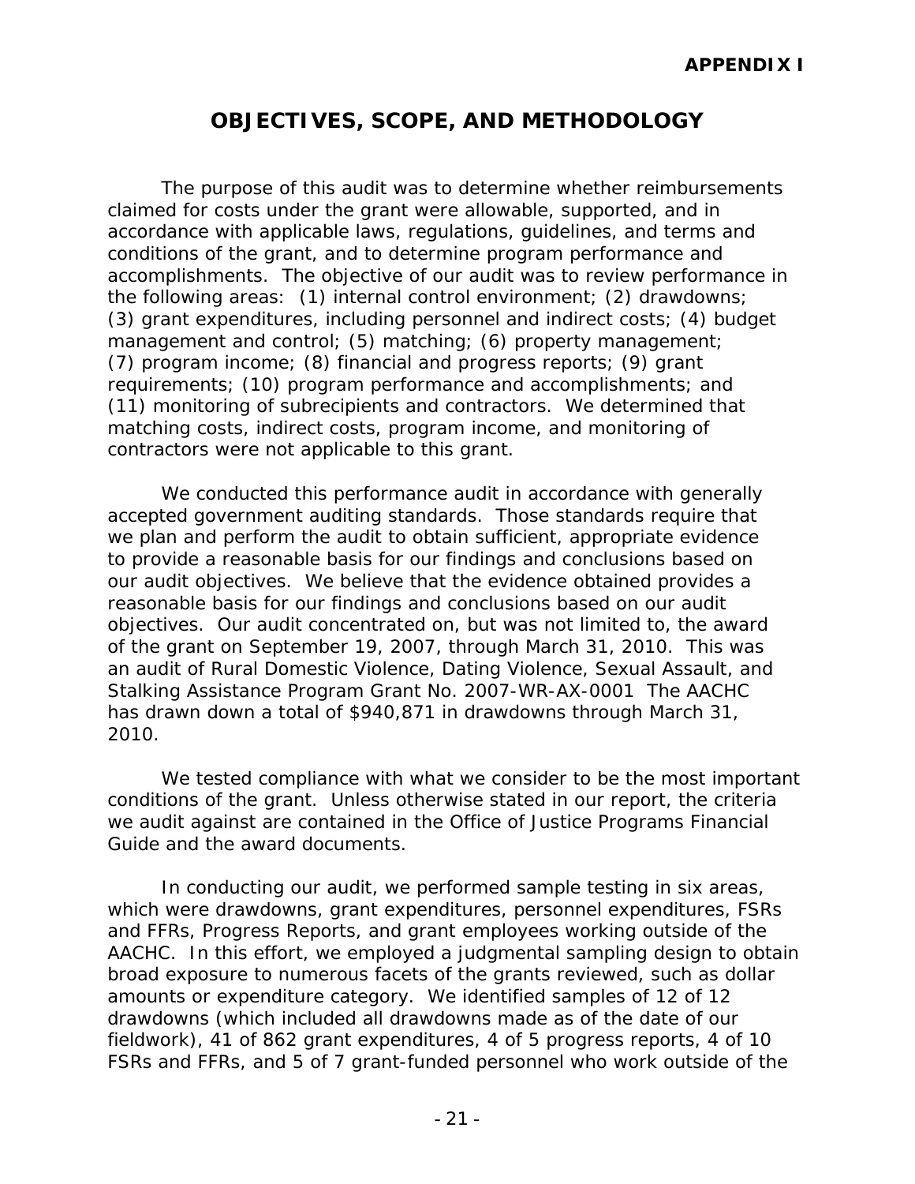**APPENDIX I**

# OBJECTIVES, SCOPE, AND METHODOLOGY

The purpose of this audit was to determine whether reimbursements claimed for costs under the grant were allowable, supported, and in accordance with applicable laws, regulations, guidelines, and terms and conditions of the grant, and to determine program performance and accomplishments. The objective of our audit was to review performance in the following areas: (1) internal control environment; (2) drawdowns; (3) grant expenditures, including personnel and indirect costs; (4) budget management and control; (5) matching; (6) property management; (7) program income; (8) financial and progress reports; (9) grant requirements; (10) program performance and accomplishments; and (11) monitoring of subrecipients and contractors. We determined that matching costs, indirect costs, program income, and monitoring of contractors were not applicable to this grant.

We conducted this performance audit in accordance with generally accepted government auditing standards. Those standards require that we plan and perform the audit to obtain sufficient, appropriate evidence to provide a reasonable basis for our findings and conclusions based on our audit objectives. We believe that the evidence obtained provides a reasonable basis for our findings and conclusions based on our audit objectives. Our audit concentrated on, but was not limited to, the award of the grant on September 19, 2007, through March 31, 2010. This was an audit of Rural Domestic Violence, Dating Violence, Sexual Assault, and Stalking Assistance Program Grant No. 2007-WR-AX-0001 The AACHC has drawn down a total of $940,871 in drawdowns through March 31, 2010.

We tested compliance with what we consider to be the most important conditions of the grant. Unless otherwise stated in our report, the criteria we audit against are contained in the Office of Justice Programs Financial Guide and the award documents.

In conducting our audit, we performed sample testing in six areas, which were drawdowns, grant expenditures, personnel expenditures, FSRs and FFRs, Progress Reports, and grant employees working outside of the AACHC. In this effort, we employed a judgmental sampling design to obtain broad exposure to numerous facets of the grants reviewed, such as dollar amounts or expenditure category. We identified samples of 12 of 12 drawdowns (which included all drawdowns made as of the date of our fieldwork), 41 of 862 grant expenditures, 4 of 5 progress reports, 4 of 10 FSRs and FFRs, and 5 of 7 grant-funded personnel who work outside of the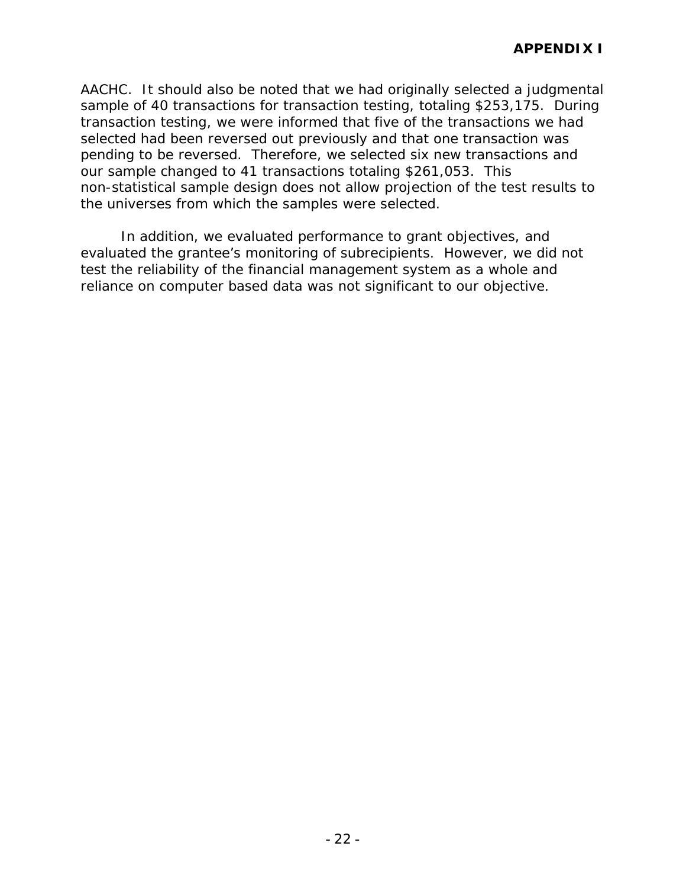AACHC. It should also be noted that we had originally selected a judgmental sample of 40 transactions for transaction testing, totaling $253,175. During transaction testing, we were informed that five of the transactions we had selected had been reversed out previously and that one transaction was pending to be reversed. Therefore, we selected six new transactions and our sample changed to 41 transactions totaling $261,053. This non-statistical sample design does not allow projection of the test results to the universes from which the samples were selected.

In addition, we evaluated performance to grant objectives, and evaluated the grantee's monitoring of subrecipients. However, we did not test the reliability of the financial management system as a whole and reliance on computer based data was not significant to our objective.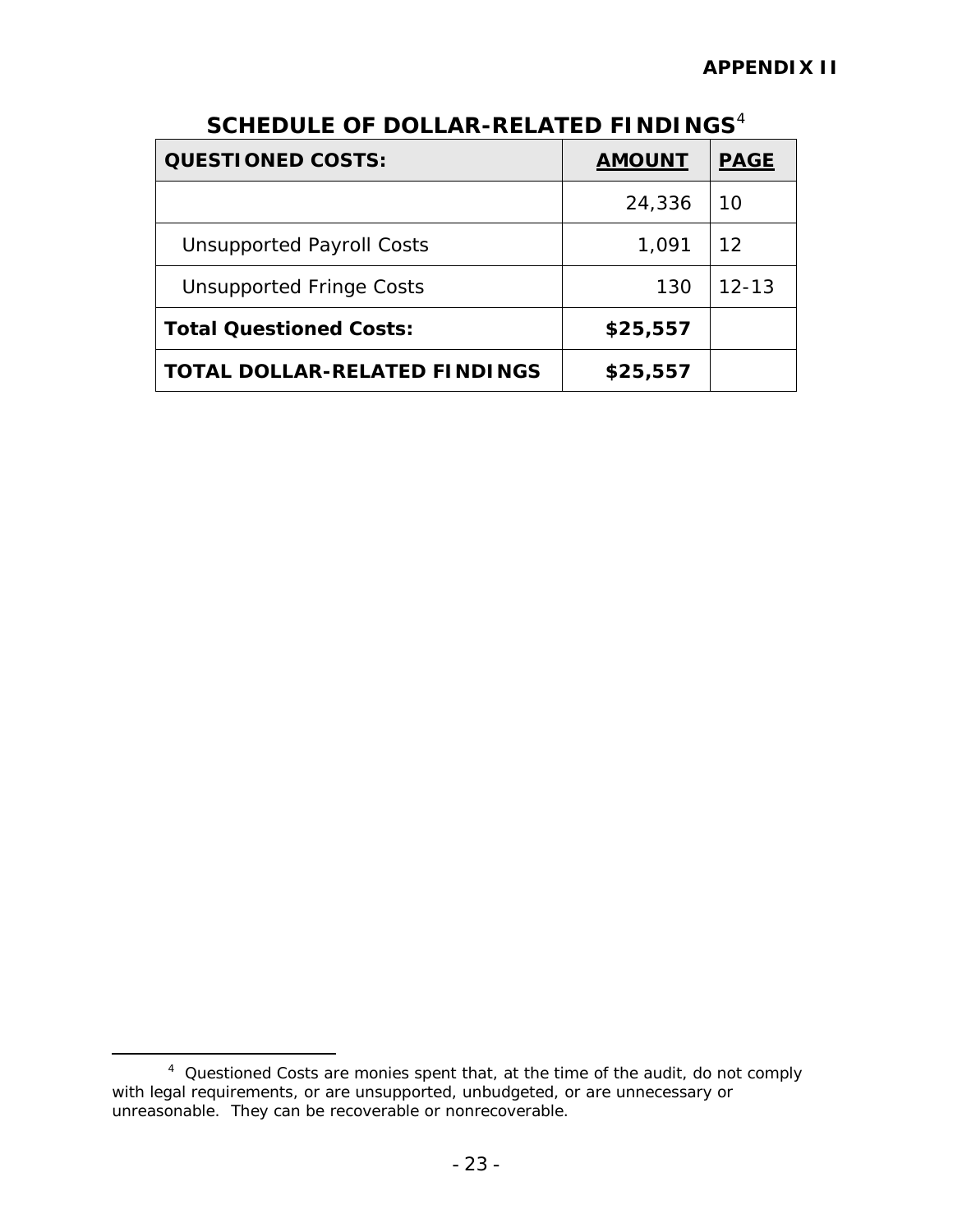**APPENDIX II**

## SCHEDULE OF DOLLAR-RELATED FINDINGS[4]

| **QUESTIONED COSTS:** | **AMOUNT** | **PAGE** |
|---|---|---|
| | 24,336 | 10 |
| Unsupported Payroll Costs | 1,091 | 12 |
| Unsupported Fringe Costs | 130 | 12-13 |
| **Total Questioned Costs:** | **$25,557** | |
| **TOTAL DOLLAR-RELATED FINDINGS** | **$25,557** | |

[4] Questioned Costs are monies spent that, at the time of the audit, do not comply with legal requirements, or are unsupported, unbudgeted, or are unnecessary or unreasonable. They can be recoverable or nonrecoverable.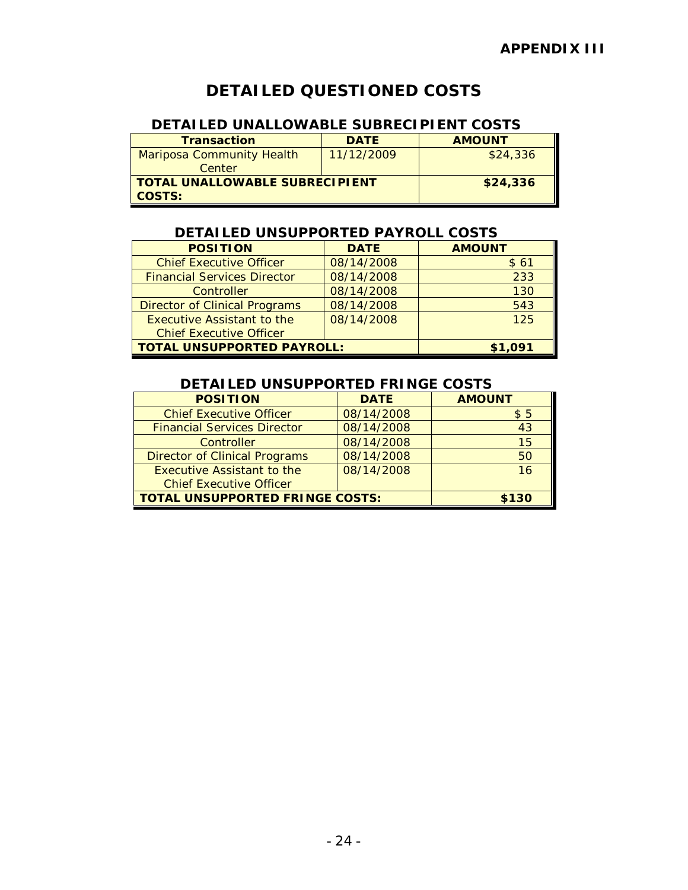**APPENDIX III**

# DETAILED QUESTIONED COSTS

## DETAILED UNALLOWABLE SUBRECIPIENT COSTS

| Transaction | DATE | AMOUNT |
|---|---|---|
| Mariposa Community Health Center | 11/12/2009 | $24,336 |
| **TOTAL UNALLOWABLE SUBRECIPIENT COSTS:** | | **$24,336** |

## DETAILED UNSUPPORTED PAYROLL COSTS

| POSITION | DATE | AMOUNT |
|---|---|---|
| Chief Executive Officer | 08/14/2008 | $ 61 |
| Financial Services Director | 08/14/2008 | 233 |
| Controller | 08/14/2008 | 130 |
| Director of Clinical Programs | 08/14/2008 | 543 |
| Executive Assistant to the Chief Executive Officer | 08/14/2008 | 125 |
| **TOTAL UNSUPPORTED PAYROLL:** | | **$1,091** |

## DETAILED UNSUPPORTED FRINGE COSTS

| POSITION | DATE | AMOUNT |
|---|---|---|
| Chief Executive Officer | 08/14/2008 | $ 5 |
| Financial Services Director | 08/14/2008 | 43 |
| Controller | 08/14/2008 | 15 |
| Director of Clinical Programs | 08/14/2008 | 50 |
| Executive Assistant to the Chief Executive Officer | 08/14/2008 | 16 |
| **TOTAL UNSUPPORTED FRINGE COSTS:** | | **$130** |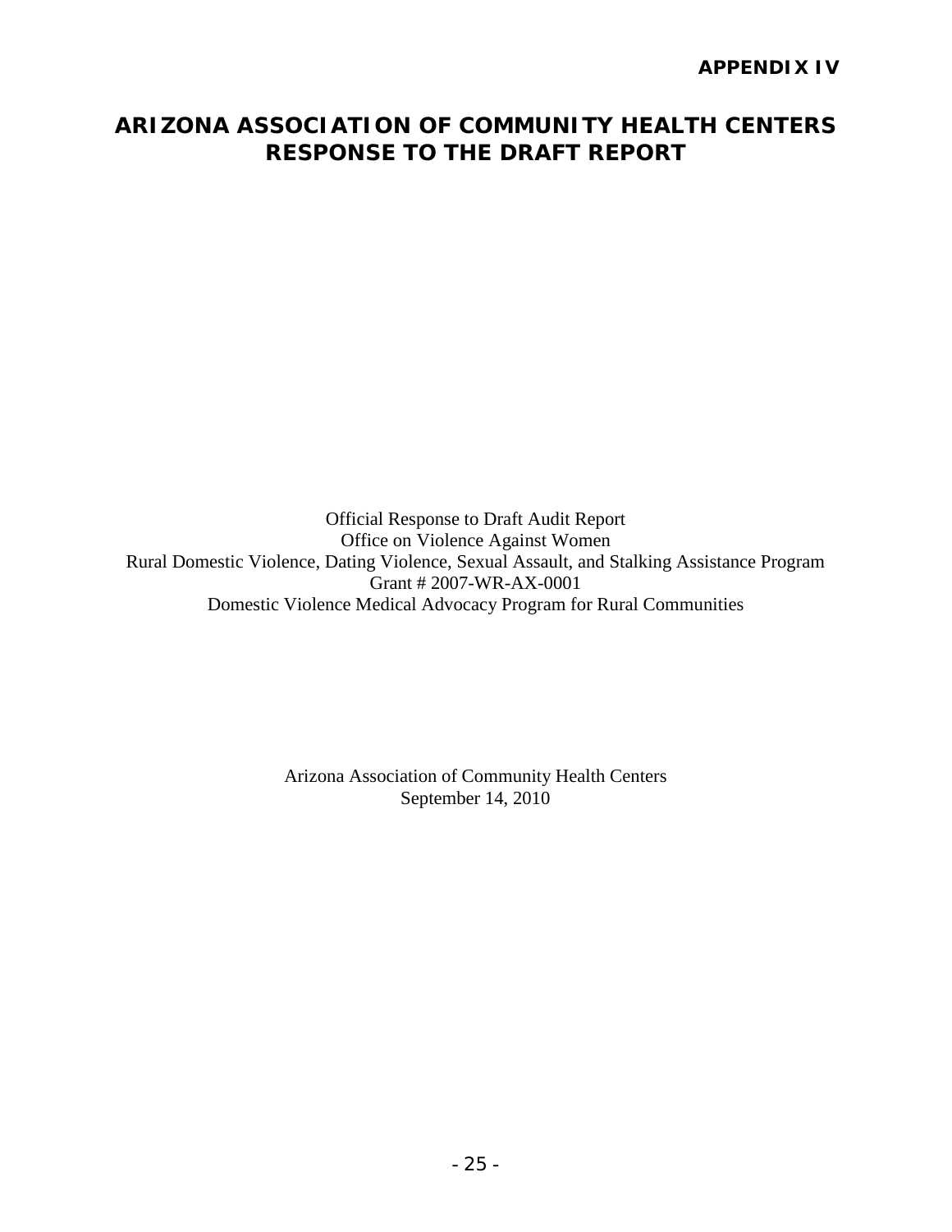**APPENDIX IV**

# ARIZONA ASSOCIATION OF COMMUNITY HEALTH CENTERS RESPONSE TO THE DRAFT REPORT

Official Response to Draft Audit Report
Office on Violence Against Women
Rural Domestic Violence, Dating Violence, Sexual Assault, and Stalking Assistance Program
Grant # 2007-WR-AX-0001
Domestic Violence Medical Advocacy Program for Rural Communities

Arizona Association of Community Health Centers
September 14, 2010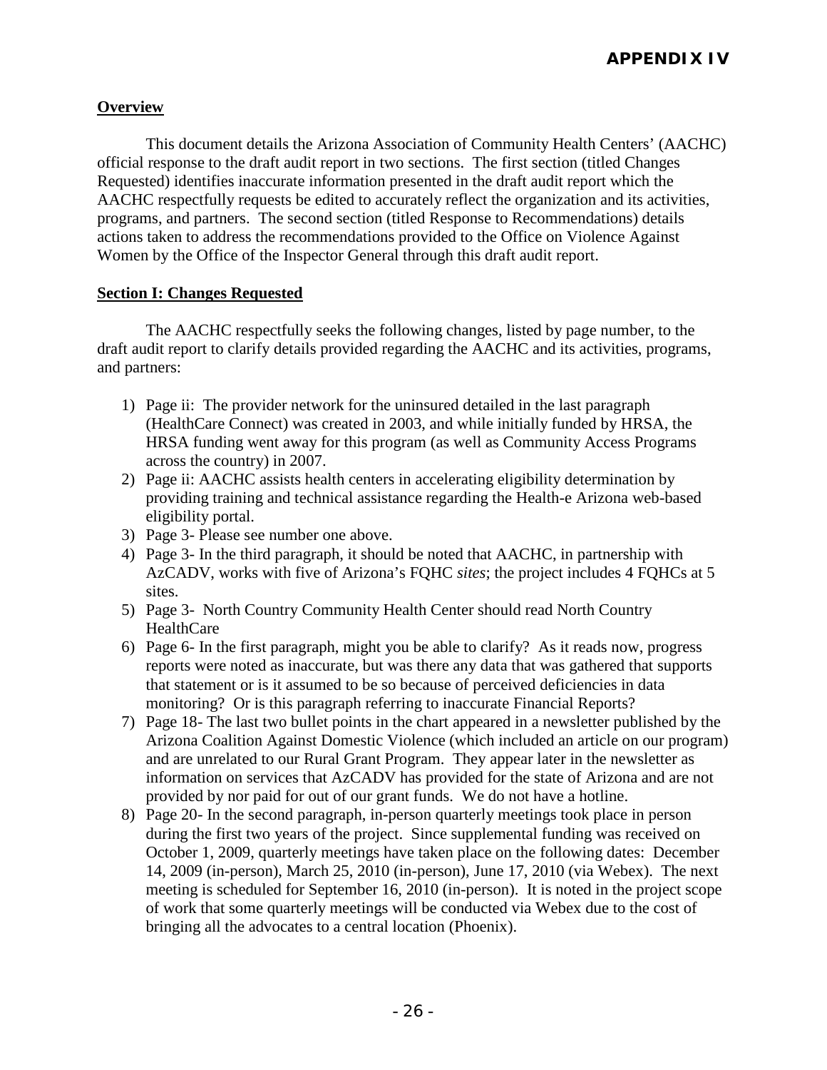# APPENDIX IV

**Overview**

This document details the Arizona Association of Community Health Centers' (AACHC) official response to the draft audit report in two sections. The first section (titled Changes Requested) identifies inaccurate information presented in the draft audit report which the AACHC respectfully requests be edited to accurately reflect the organization and its activities, programs, and partners. The second section (titled Response to Recommendations) details actions taken to address the recommendations provided to the Office on Violence Against Women by the Office of the Inspector General through this draft audit report.

**Section I: Changes Requested**

The AACHC respectfully seeks the following changes, listed by page number, to the draft audit report to clarify details provided regarding the AACHC and its activities, programs, and partners:

1) Page ii: The provider network for the uninsured detailed in the last paragraph (HealthCare Connect) was created in 2003, and while initially funded by HRSA, the HRSA funding went away for this program (as well as Community Access Programs across the country) in 2007.
2) Page ii: AACHC assists health centers in accelerating eligibility determination by providing training and technical assistance regarding the Health-e Arizona web-based eligibility portal.
3) Page 3- Please see number one above.
4) Page 3- In the third paragraph, it should be noted that AACHC, in partnership with AzCADV, works with five of Arizona's FQHC *sites*; the project includes 4 FQHCs at 5 sites.
5) Page 3- North Country Community Health Center should read North Country HealthCare
6) Page 6- In the first paragraph, might you be able to clarify? As it reads now, progress reports were noted as inaccurate, but was there any data that was gathered that supports that statement or is it assumed to be so because of perceived deficiencies in data monitoring? Or is this paragraph referring to inaccurate Financial Reports?
7) Page 18- The last two bullet points in the chart appeared in a newsletter published by the Arizona Coalition Against Domestic Violence (which included an article on our program) and are unrelated to our Rural Grant Program. They appear later in the newsletter as information on services that AzCADV has provided for the state of Arizona and are not provided by nor paid for out of our grant funds. We do not have a hotline.
8) Page 20- In the second paragraph, in-person quarterly meetings took place in person during the first two years of the project. Since supplemental funding was received on October 1, 2009, quarterly meetings have taken place on the following dates: December 14, 2009 (in-person), March 25, 2010 (in-person), June 17, 2010 (via Webex). The next meeting is scheduled for September 16, 2010 (in-person). It is noted in the project scope of work that some quarterly meetings will be conducted via Webex due to the cost of bringing all the advocates to a central location (Phoenix).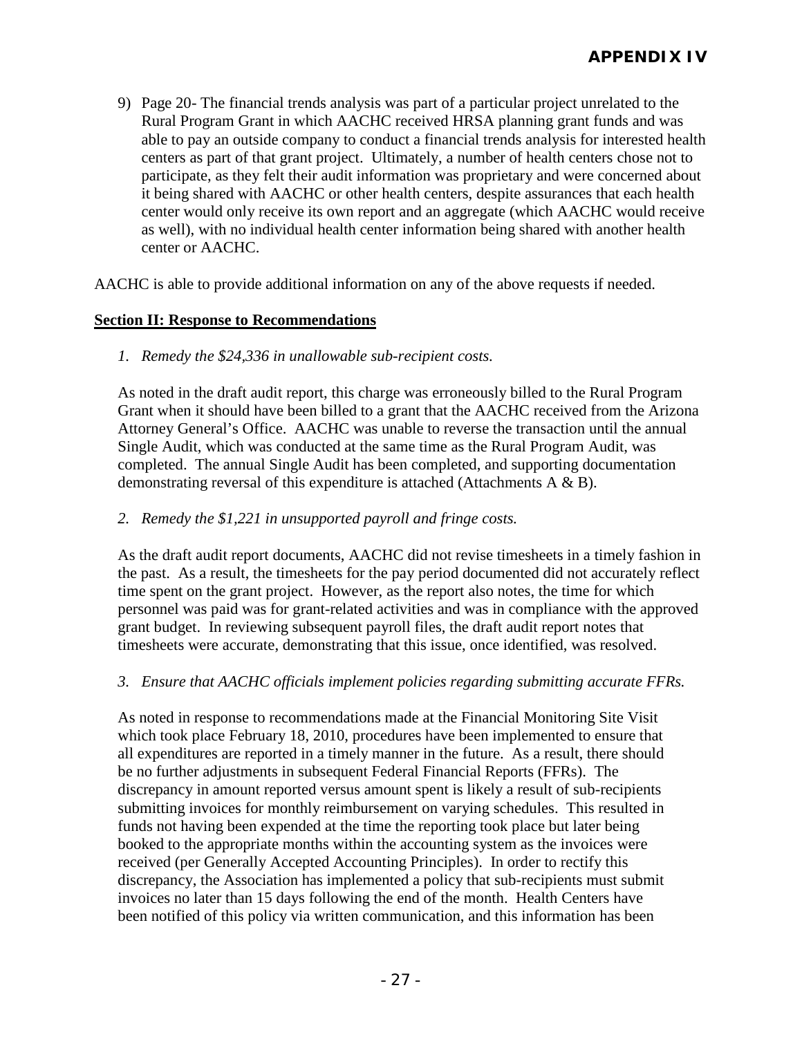**APPENDIX IV**

9) Page 20- The financial trends analysis was part of a particular project unrelated to the Rural Program Grant in which AACHC received HRSA planning grant funds and was able to pay an outside company to conduct a financial trends analysis for interested health centers as part of that grant project. Ultimately, a number of health centers chose not to participate, as they felt their audit information was proprietary and were concerned about it being shared with AACHC or other health centers, despite assurances that each health center would only receive its own report and an aggregate (which AACHC would receive as well), with no individual health center information being shared with another health center or AACHC.

AACHC is able to provide additional information on any of the above requests if needed.

**Section II: Response to Recommendations**

*1. Remedy the $24,336 in unallowable sub-recipient costs.*

As noted in the draft audit report, this charge was erroneously billed to the Rural Program Grant when it should have been billed to a grant that the AACHC received from the Arizona Attorney General's Office. AACHC was unable to reverse the transaction until the annual Single Audit, which was conducted at the same time as the Rural Program Audit, was completed. The annual Single Audit has been completed, and supporting documentation demonstrating reversal of this expenditure is attached (Attachments A & B).

*2. Remedy the $1,221 in unsupported payroll and fringe costs.*

As the draft audit report documents, AACHC did not revise timesheets in a timely fashion in the past. As a result, the timesheets for the pay period documented did not accurately reflect time spent on the grant project. However, as the report also notes, the time for which personnel was paid was for grant-related activities and was in compliance with the approved grant budget. In reviewing subsequent payroll files, the draft audit report notes that timesheets were accurate, demonstrating that this issue, once identified, was resolved.

*3. Ensure that AACHC officials implement policies regarding submitting accurate FFRs.*

As noted in response to recommendations made at the Financial Monitoring Site Visit which took place February 18, 2010, procedures have been implemented to ensure that all expenditures are reported in a timely manner in the future. As a result, there should be no further adjustments in subsequent Federal Financial Reports (FFRs). The discrepancy in amount reported versus amount spent is likely a result of sub-recipients submitting invoices for monthly reimbursement on varying schedules. This resulted in funds not having been expended at the time the reporting took place but later being booked to the appropriate months within the accounting system as the invoices were received (per Generally Accepted Accounting Principles). In order to rectify this discrepancy, the Association has implemented a policy that sub-recipients must submit invoices no later than 15 days following the end of the month. Health Centers have been notified of this policy via written communication, and this information has been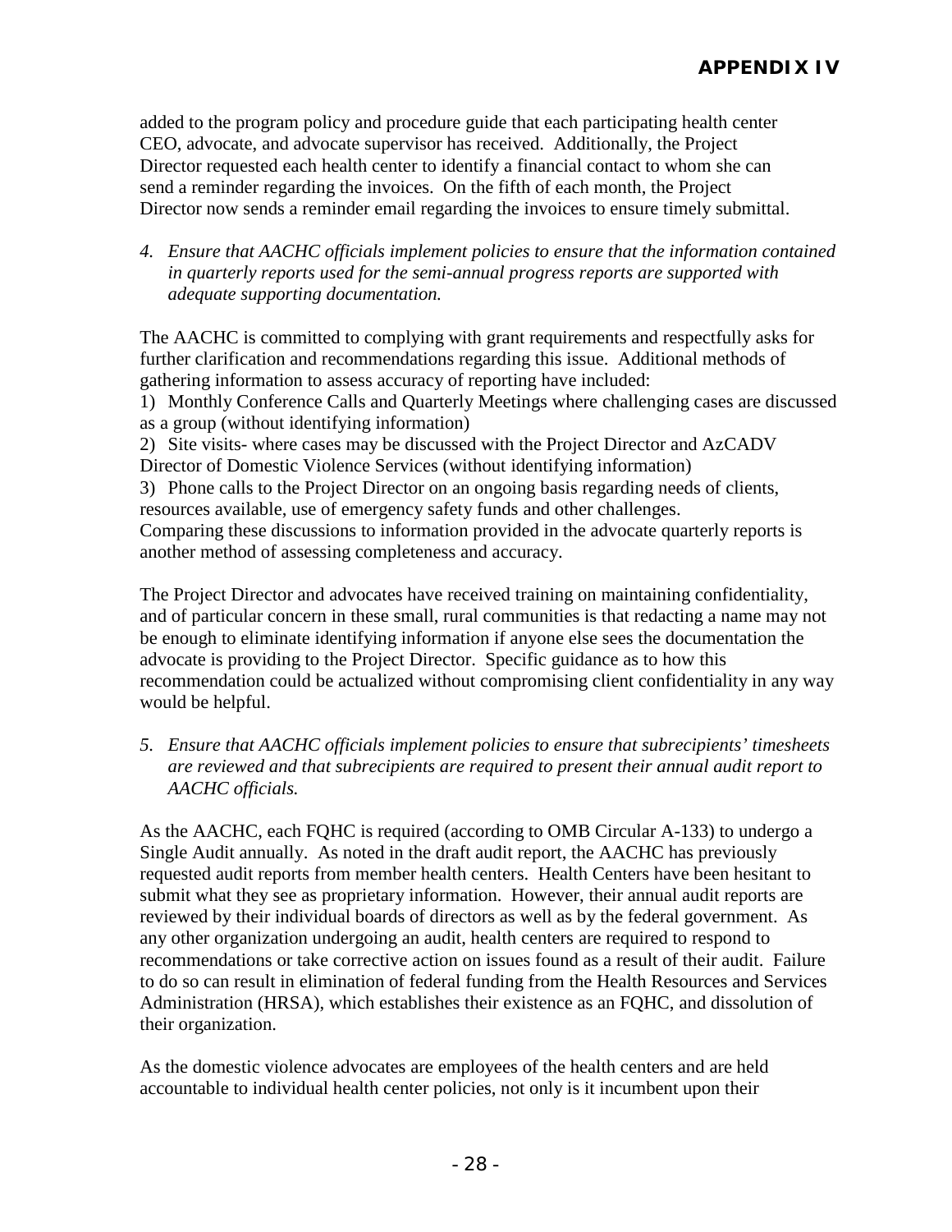added to the program policy and procedure guide that each participating health center CEO, advocate, and advocate supervisor has received. Additionally, the Project Director requested each health center to identify a financial contact to whom she can send a reminder regarding the invoices. On the fifth of each month, the Project Director now sends a reminder email regarding the invoices to ensure timely submittal.

4. *Ensure that AACHC officials implement policies to ensure that the information contained in quarterly reports used for the semi-annual progress reports are supported with adequate supporting documentation.*

The AACHC is committed to complying with grant requirements and respectfully asks for further clarification and recommendations regarding this issue. Additional methods of gathering information to assess accuracy of reporting have included:
1) Monthly Conference Calls and Quarterly Meetings where challenging cases are discussed as a group (without identifying information)
2) Site visits- where cases may be discussed with the Project Director and AzCADV Director of Domestic Violence Services (without identifying information)
3) Phone calls to the Project Director on an ongoing basis regarding needs of clients, resources available, use of emergency safety funds and other challenges.
Comparing these discussions to information provided in the advocate quarterly reports is another method of assessing completeness and accuracy.

The Project Director and advocates have received training on maintaining confidentiality, and of particular concern in these small, rural communities is that redacting a name may not be enough to eliminate identifying information if anyone else sees the documentation the advocate is providing to the Project Director. Specific guidance as to how this recommendation could be actualized without compromising client confidentiality in any way would be helpful.

5. *Ensure that AACHC officials implement policies to ensure that subrecipients' timesheets are reviewed and that subrecipients are required to present their annual audit report to AACHC officials.*

As the AACHC, each FQHC is required (according to OMB Circular A-133) to undergo a Single Audit annually. As noted in the draft audit report, the AACHC has previously requested audit reports from member health centers. Health Centers have been hesitant to submit what they see as proprietary information. However, their annual audit reports are reviewed by their individual boards of directors as well as by the federal government. As any other organization undergoing an audit, health centers are required to respond to recommendations or take corrective action on issues found as a result of their audit. Failure to do so can result in elimination of federal funding from the Health Resources and Services Administration (HRSA), which establishes their existence as an FQHC, and dissolution of their organization.

As the domestic violence advocates are employees of the health centers and are held accountable to individual health center policies, not only is it incumbent upon their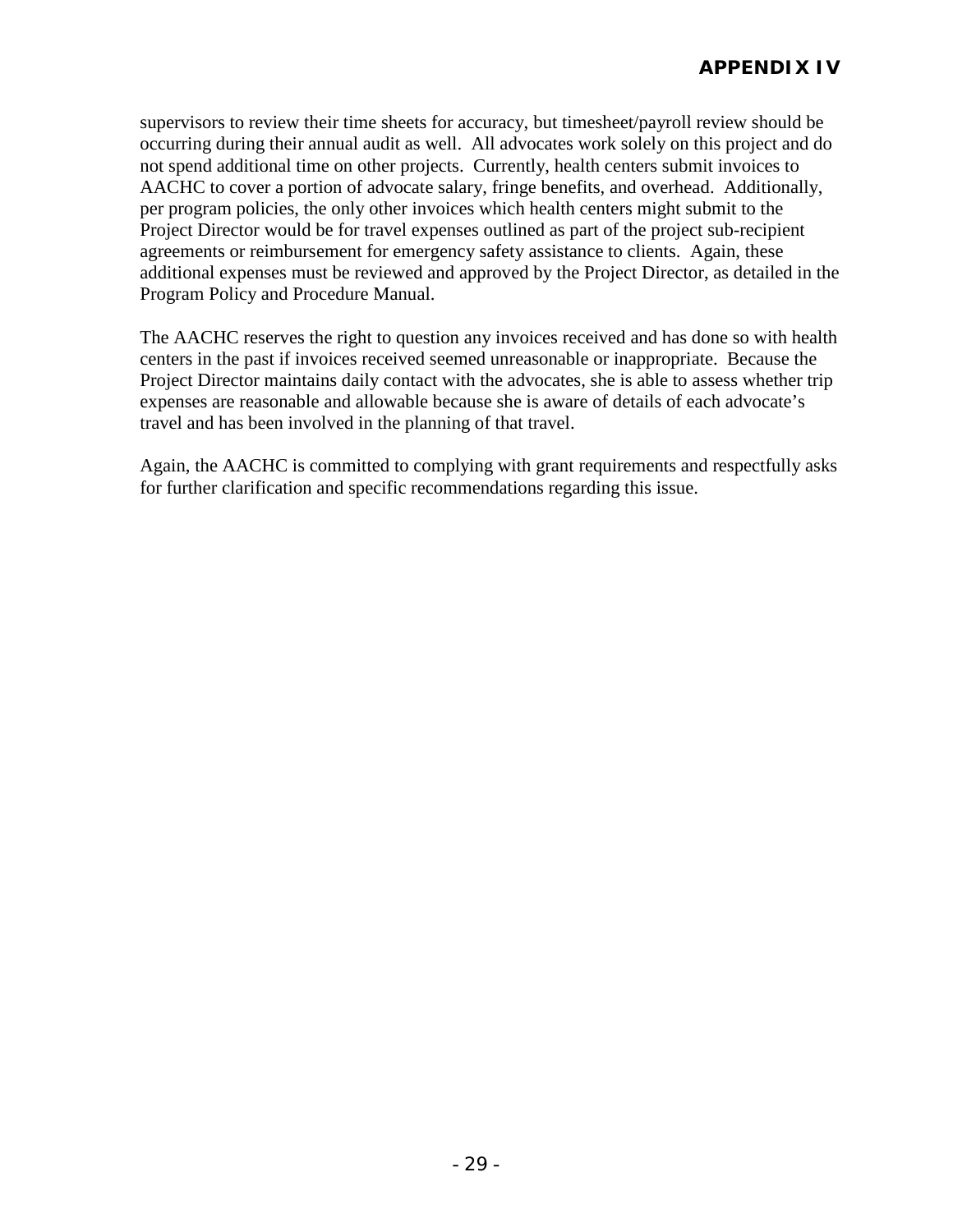supervisors to review their time sheets for accuracy, but timesheet/payroll review should be occurring during their annual audit as well. All advocates work solely on this project and do not spend additional time on other projects. Currently, health centers submit invoices to AACHC to cover a portion of advocate salary, fringe benefits, and overhead. Additionally, per program policies, the only other invoices which health centers might submit to the Project Director would be for travel expenses outlined as part of the project sub-recipient agreements or reimbursement for emergency safety assistance to clients. Again, these additional expenses must be reviewed and approved by the Project Director, as detailed in the Program Policy and Procedure Manual.

The AACHC reserves the right to question any invoices received and has done so with health centers in the past if invoices received seemed unreasonable or inappropriate. Because the Project Director maintains daily contact with the advocates, she is able to assess whether trip expenses are reasonable and allowable because she is aware of details of each advocate's travel and has been involved in the planning of that travel.

Again, the AACHC is committed to complying with grant requirements and respectfully asks for further clarification and specific recommendations regarding this issue.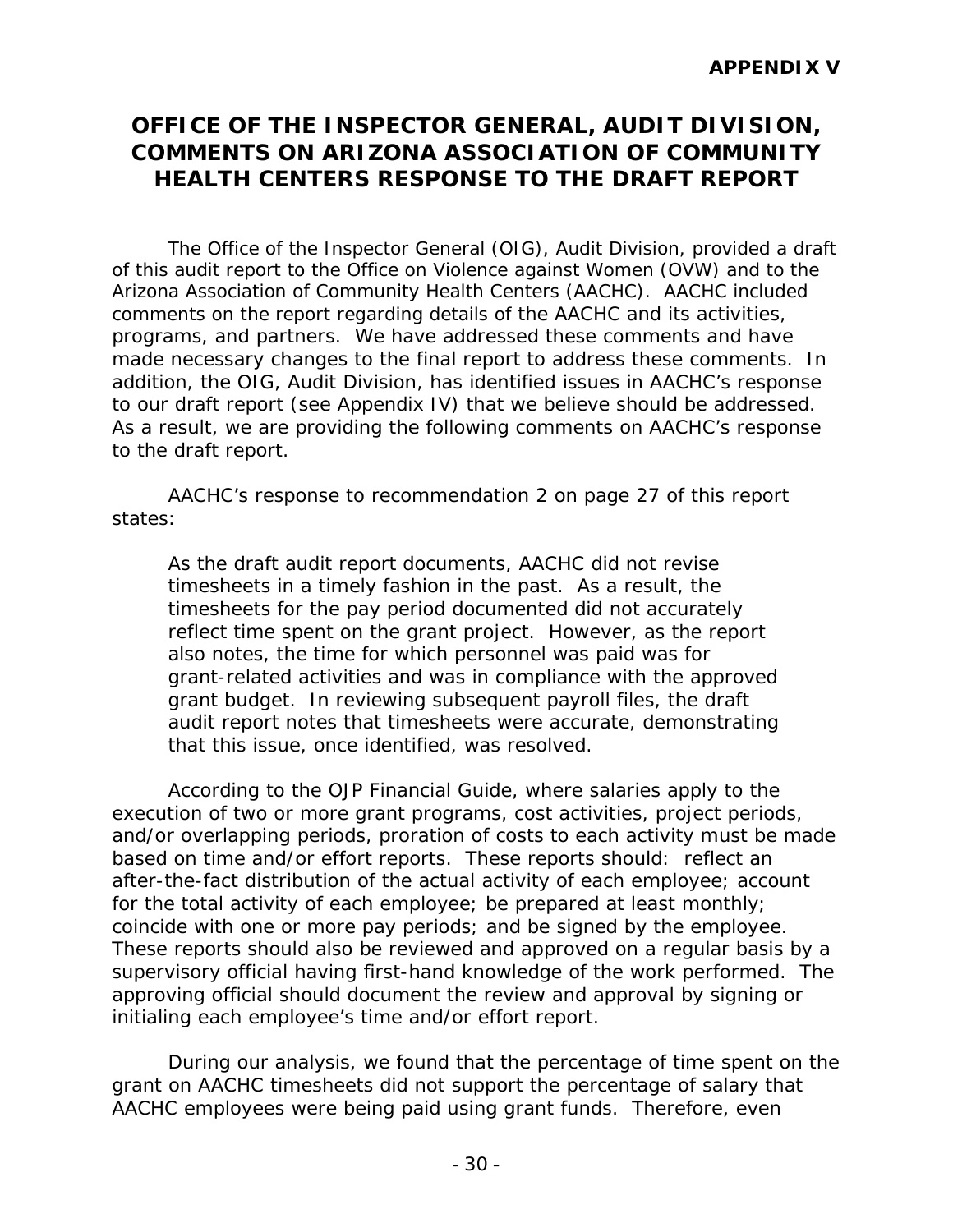**APPENDIX V**

# OFFICE OF THE INSPECTOR GENERAL, AUDIT DIVISION, COMMENTS ON ARIZONA ASSOCIATION OF COMMUNITY HEALTH CENTERS RESPONSE TO THE DRAFT REPORT

The Office of the Inspector General (OIG), Audit Division, provided a draft of this audit report to the Office on Violence against Women (OVW) and to the Arizona Association of Community Health Centers (AACHC). AACHC included comments on the report regarding details of the AACHC and its activities, programs, and partners. We have addressed these comments and have made necessary changes to the final report to address these comments. In addition, the OIG, Audit Division, has identified issues in AACHC's response to our draft report (see Appendix IV) that we believe should be addressed. As a result, we are providing the following comments on AACHC's response to the draft report.

AACHC's response to recommendation 2 on page 27 of this report states:

> As the draft audit report documents, AACHC did not revise timesheets in a timely fashion in the past. As a result, the timesheets for the pay period documented did not accurately reflect time spent on the grant project. However, as the report also notes, the time for which personnel was paid was for grant-related activities and was in compliance with the approved grant budget. In reviewing subsequent payroll files, the draft audit report notes that timesheets were accurate, demonstrating that this issue, once identified, was resolved.

According to the OJP Financial Guide, where salaries apply to the execution of two or more grant programs, cost activities, project periods, and/or overlapping periods, proration of costs to each activity must be made based on time and/or effort reports. These reports should: reflect an after-the-fact distribution of the actual activity of each employee; account for the total activity of each employee; be prepared at least monthly; coincide with one or more pay periods; and be signed by the employee. These reports should also be reviewed and approved on a regular basis by a supervisory official having first-hand knowledge of the work performed. The approving official should document the review and approval by signing or initialing each employee's time and/or effort report.

During our analysis, we found that the percentage of time spent on the grant on AACHC timesheets did not support the percentage of salary that AACHC employees were being paid using grant funds. Therefore, even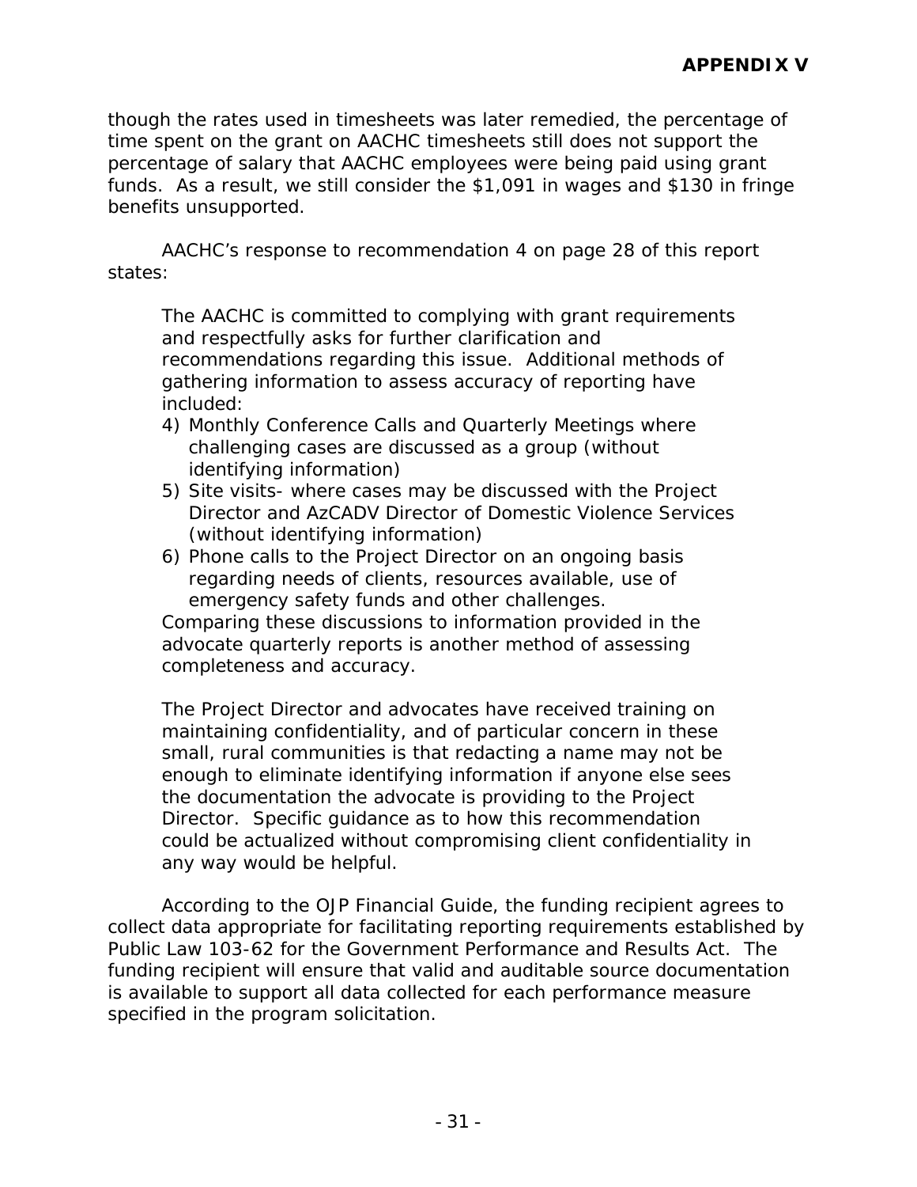though the rates used in timesheets was later remedied, the percentage of time spent on the grant on AACHC timesheets still does not support the percentage of salary that AACHC employees were being paid using grant funds. As a result, we still consider the $1,091 in wages and $130 in fringe benefits unsupported.

AACHC's response to recommendation 4 on page 28 of this report states:

> The AACHC is committed to complying with grant requirements and respectfully asks for further clarification and recommendations regarding this issue. Additional methods of gathering information to assess accuracy of reporting have included:
>
> 4) Monthly Conference Calls and Quarterly Meetings where challenging cases are discussed as a group (without identifying information)
> 5) Site visits- where cases may be discussed with the Project Director and AzCADV Director of Domestic Violence Services (without identifying information)
> 6) Phone calls to the Project Director on an ongoing basis regarding needs of clients, resources available, use of emergency safety funds and other challenges.
>
> Comparing these discussions to information provided in the advocate quarterly reports is another method of assessing completeness and accuracy.
>
> The Project Director and advocates have received training on maintaining confidentiality, and of particular concern in these small, rural communities is that redacting a name may not be enough to eliminate identifying information if anyone else sees the documentation the advocate is providing to the Project Director. Specific guidance as to how this recommendation could be actualized without compromising client confidentiality in any way would be helpful.

According to the OJP Financial Guide, the funding recipient agrees to collect data appropriate for facilitating reporting requirements established by Public Law 103-62 for the Government Performance and Results Act. The funding recipient will ensure that valid and auditable source documentation is available to support all data collected for each performance measure specified in the program solicitation.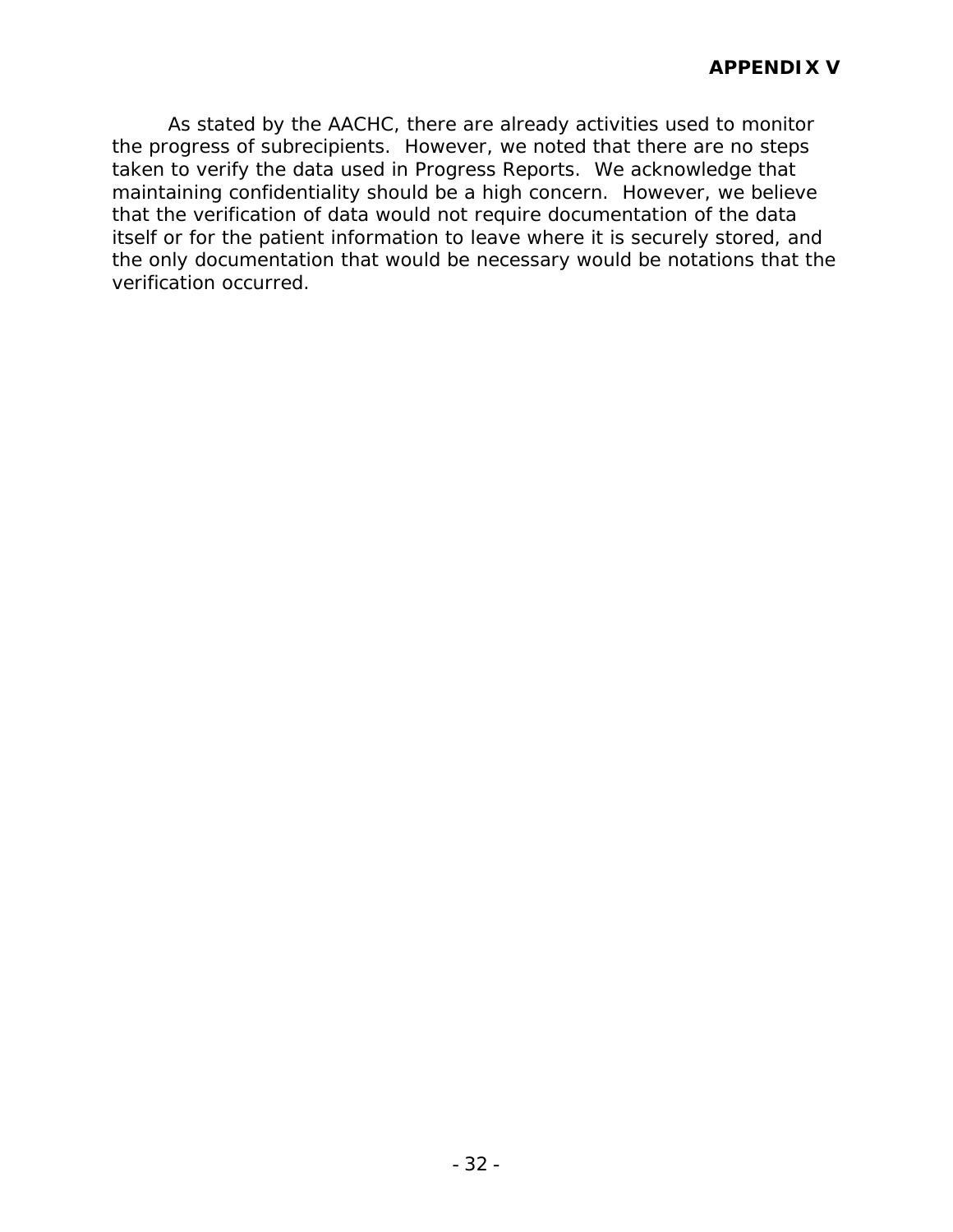**APPENDIX V**

As stated by the AACHC, there are already activities used to monitor the progress of subrecipients. However, we noted that there are no steps taken to verify the data used in Progress Reports. We acknowledge that maintaining confidentiality should be a high concern. However, we believe that the verification of data would not require documentation of the data itself or for the patient information to leave where it is securely stored, and the only documentation that would be necessary would be notations that the verification occurred.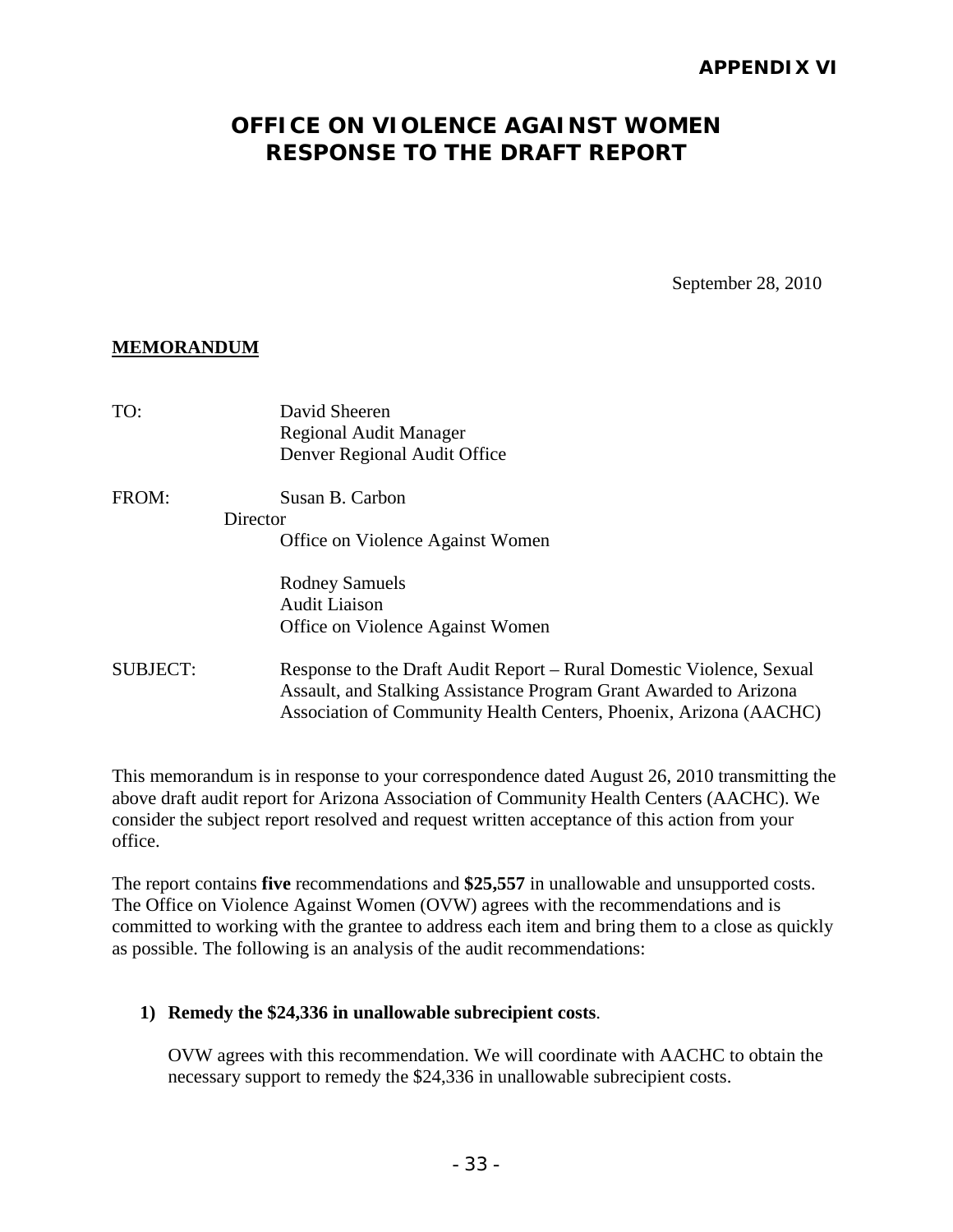**APPENDIX VI**

# OFFICE ON VIOLENCE AGAINST WOMEN RESPONSE TO THE DRAFT REPORT

September 28, 2010

**MEMORANDUM**

TO: David Sheeren
Regional Audit Manager
Denver Regional Audit Office

FROM: Susan B. Carbon
Director
Office on Violence Against Women

Rodney Samuels
Audit Liaison
Office on Violence Against Women

SUBJECT: Response to the Draft Audit Report – Rural Domestic Violence, Sexual Assault, and Stalking Assistance Program Grant Awarded to Arizona Association of Community Health Centers, Phoenix, Arizona (AACHC)

This memorandum is in response to your correspondence dated August 26, 2010 transmitting the above draft audit report for Arizona Association of Community Health Centers (AACHC). We consider the subject report resolved and request written acceptance of this action from your office.

The report contains **five** recommendations and **$25,557** in unallowable and unsupported costs. The Office on Violence Against Women (OVW) agrees with the recommendations and is committed to working with the grantee to address each item and bring them to a close as quickly as possible. The following is an analysis of the audit recommendations:

1) **Remedy the $24,336 in unallowable subrecipient costs**.

   OVW agrees with this recommendation. We will coordinate with AACHC to obtain the necessary support to remedy the $24,336 in unallowable subrecipient costs.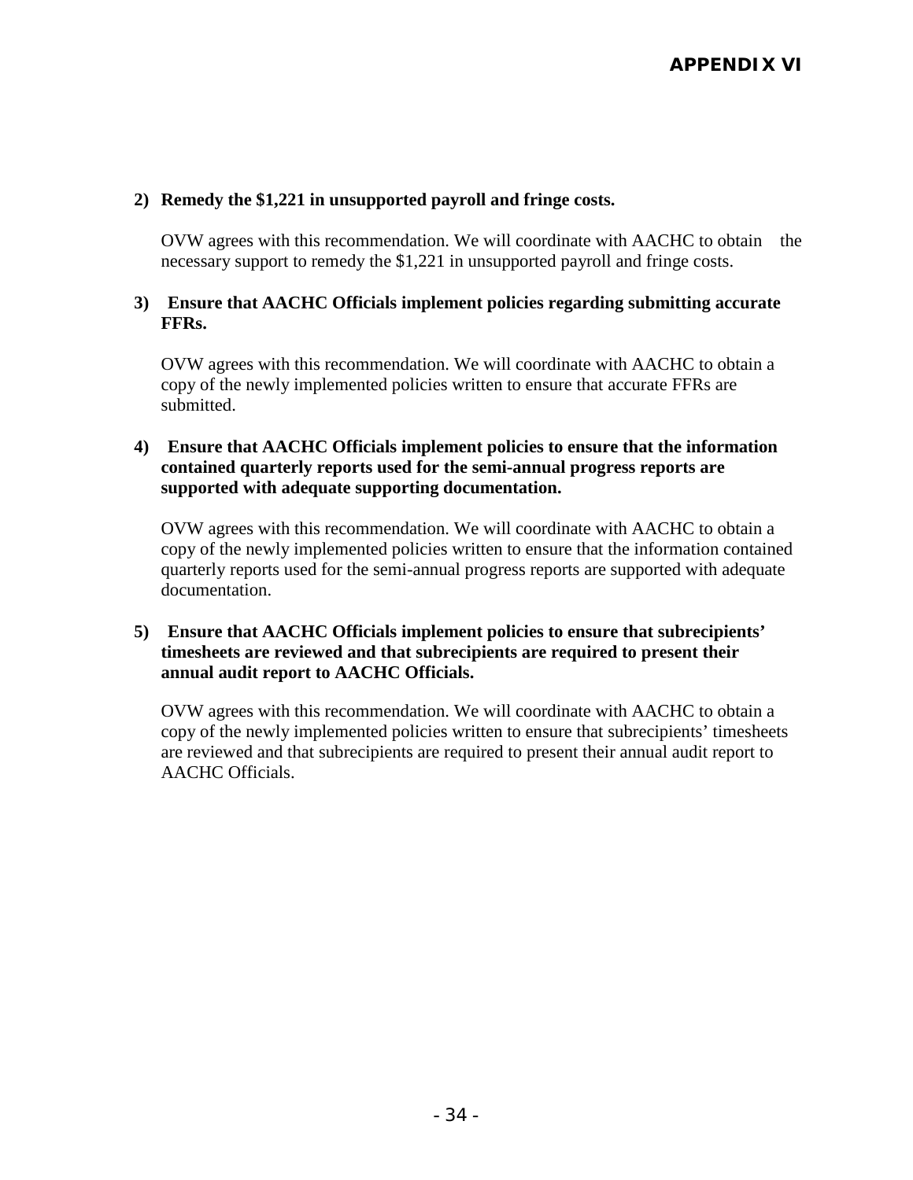## APPENDIX VI

**2) Remedy the $1,221 in unsupported payroll and fringe costs.**

OVW agrees with this recommendation. We will coordinate with AACHC to obtain the necessary support to remedy the $1,221 in unsupported payroll and fringe costs.

**3) Ensure that AACHC Officials implement policies regarding submitting accurate FFRs.**

OVW agrees with this recommendation. We will coordinate with AACHC to obtain a copy of the newly implemented policies written to ensure that accurate FFRs are submitted.

**4) Ensure that AACHC Officials implement policies to ensure that the information contained quarterly reports used for the semi-annual progress reports are supported with adequate supporting documentation.**

OVW agrees with this recommendation. We will coordinate with AACHC to obtain a copy of the newly implemented policies written to ensure that the information contained quarterly reports used for the semi-annual progress reports are supported with adequate documentation.

**5) Ensure that AACHC Officials implement policies to ensure that subrecipients' timesheets are reviewed and that subrecipients are required to present their annual audit report to AACHC Officials.**

OVW agrees with this recommendation. We will coordinate with AACHC to obtain a copy of the newly implemented policies written to ensure that subrecipients' timesheets are reviewed and that subrecipients are required to present their annual audit report to AACHC Officials.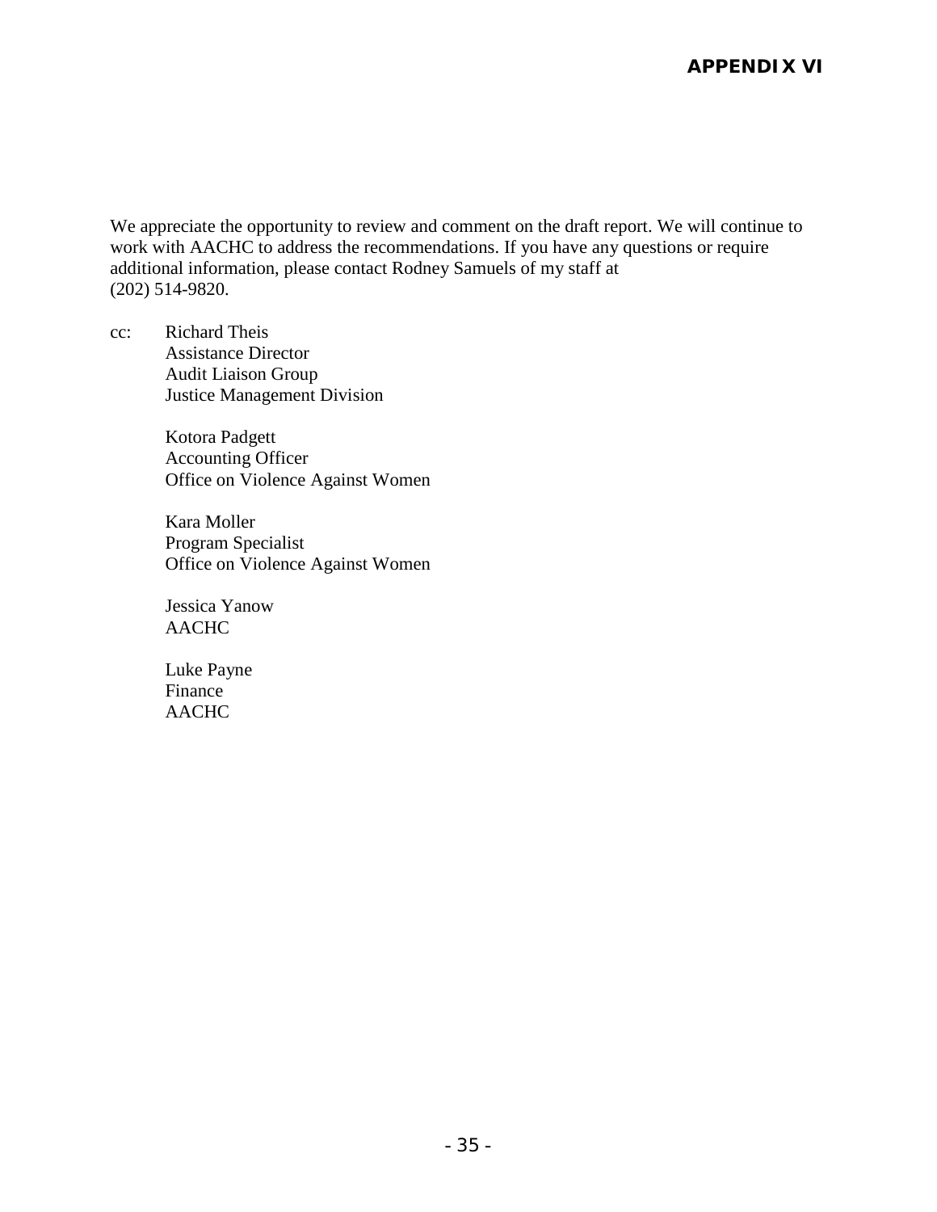## APPENDIX VI

We appreciate the opportunity to review and comment on the draft report. We will continue to work with AACHC to address the recommendations. If you have any questions or require additional information, please contact Rodney Samuels of my staff at (202) 514-9820.

cc: Richard Theis
Assistance Director
Audit Liaison Group
Justice Management Division

Kotora Padgett
Accounting Officer
Office on Violence Against Women

Kara Moller
Program Specialist
Office on Violence Against Women

Jessica Yanow
AACHC

Luke Payne
Finance
AACHC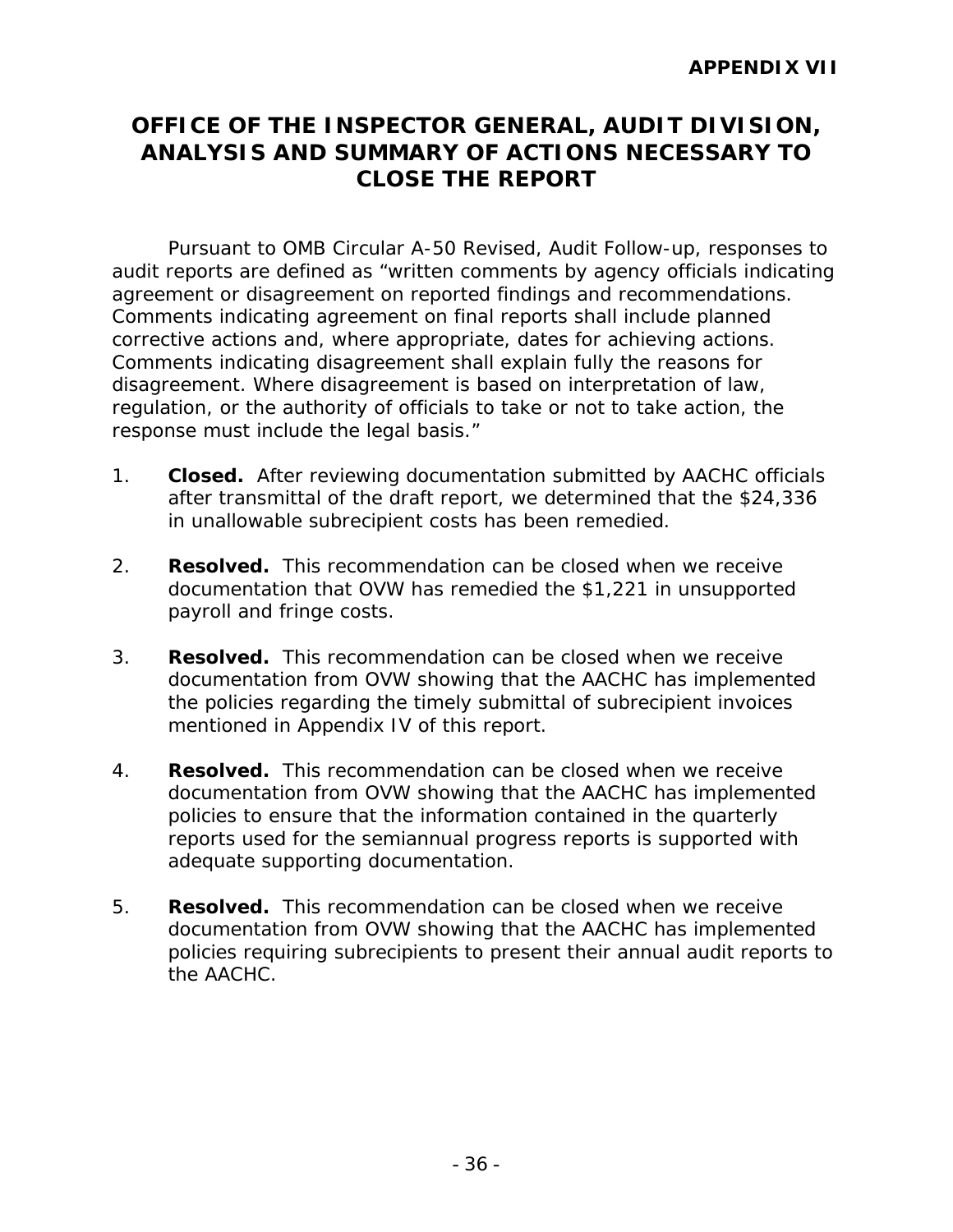**APPENDIX VII**

# OFFICE OF THE INSPECTOR GENERAL, AUDIT DIVISION, ANALYSIS AND SUMMARY OF ACTIONS NECESSARY TO CLOSE THE REPORT

Pursuant to OMB Circular A-50 Revised, Audit Follow-up, responses to audit reports are defined as "written comments by agency officials indicating agreement or disagreement on reported findings and recommendations. Comments indicating agreement on final reports shall include planned corrective actions and, where appropriate, dates for achieving actions. Comments indicating disagreement shall explain fully the reasons for disagreement. Where disagreement is based on interpretation of law, regulation, or the authority of officials to take or not to take action, the response must include the legal basis."

1. **Closed.** After reviewing documentation submitted by AACHC officials after transmittal of the draft report, we determined that the $24,336 in unallowable subrecipient costs has been remedied.

2. **Resolved.** This recommendation can be closed when we receive documentation that OVW has remedied the $1,221 in unsupported payroll and fringe costs.

3. **Resolved.** This recommendation can be closed when we receive documentation from OVW showing that the AACHC has implemented the policies regarding the timely submittal of subrecipient invoices mentioned in Appendix IV of this report.

4. **Resolved.** This recommendation can be closed when we receive documentation from OVW showing that the AACHC has implemented policies to ensure that the information contained in the quarterly reports used for the semiannual progress reports is supported with adequate supporting documentation.

5. **Resolved.** This recommendation can be closed when we receive documentation from OVW showing that the AACHC has implemented policies requiring subrecipients to present their annual audit reports to the AACHC.